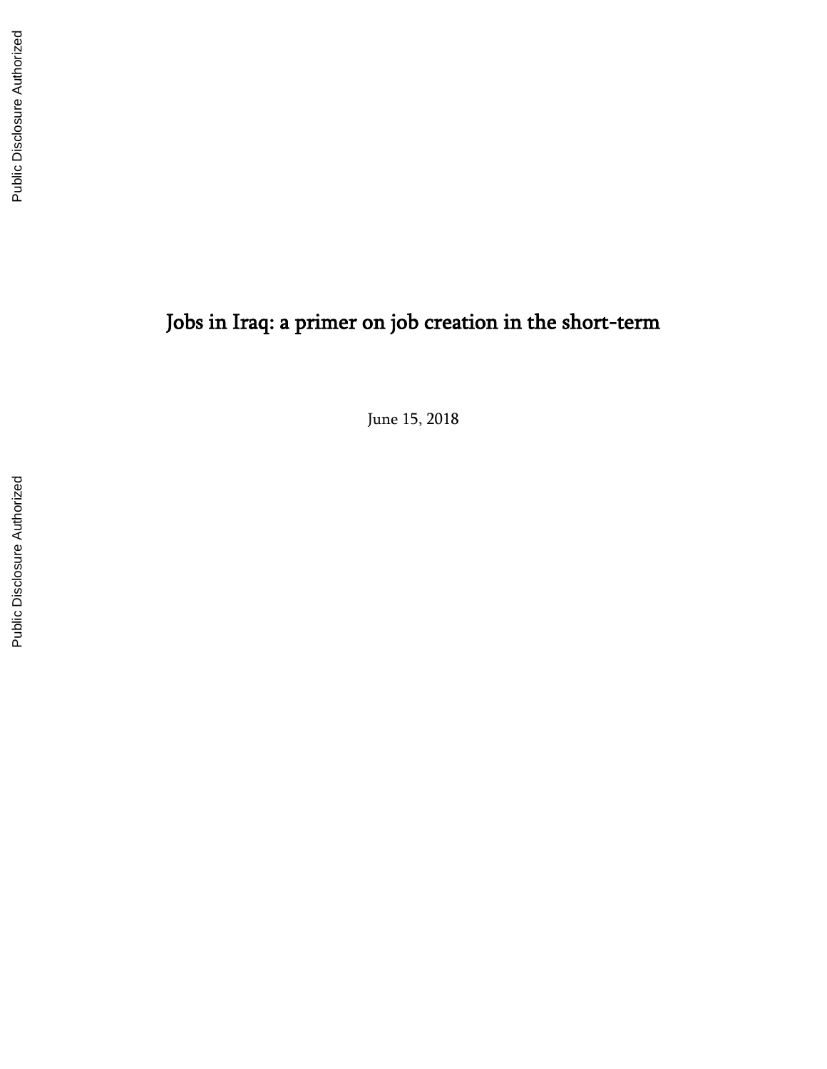# Jobs in Iraq: a primer on job creation in the short-term

June 15, 2018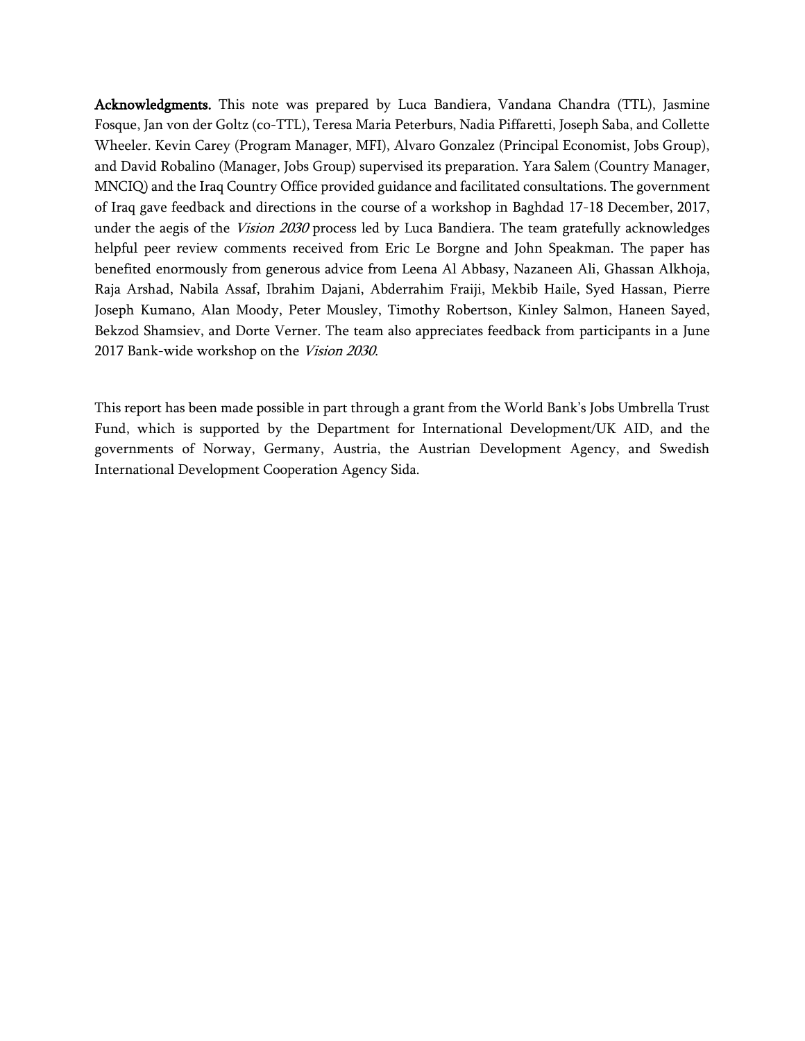**Acknowledgments.** This note was prepared by Luca Bandiera, Vandana Chandra (TTL), Jasmine Fosque, Jan von der Goltz (co-TTL), Teresa Maria Peterburs, Nadia Piffaretti, Joseph Saba, and Collette Wheeler. Kevin Carey (Program Manager, MFI), Alvaro Gonzalez (Principal Economist, Jobs Group), and David Robalino (Manager, Jobs Group) supervised its preparation. Yara Salem (Country Manager, MNCIQ) and the Iraq Country Office provided guidance and facilitated consultations. The government of Iraq gave feedback and directions in the course of a workshop in Baghdad 17-18 December, 2017, under the aegis of the *Vision 2030* process led by Luca Bandiera. The team gratefully acknowledges helpful peer review comments received from Eric Le Borgne and John Speakman. The paper has benefited enormously from generous advice from Leena Al Abbasy, Nazaneen Ali, Ghassan Alkhoja, Raja Arshad, Nabila Assaf, Ibrahim Dajani, Abderrahim Fraiji, Mekbib Haile, Syed Hassan, Pierre Joseph Kumano, Alan Moody, Peter Mousley, Timothy Robertson, Kinley Salmon, Haneen Sayed, Bekzod Shamsiev, and Dorte Verner. The team also appreciates feedback from participants in a June 2017 Bank-wide workshop on the *Vision 2030*.

This report has been made possible in part through a grant from the World Bank's Jobs Umbrella Trust Fund, which is supported by the Department for International Development/UK AID, and the governments of Norway, Germany, Austria, the Austrian Development Agency, and Swedish International Development Cooperation Agency Sida.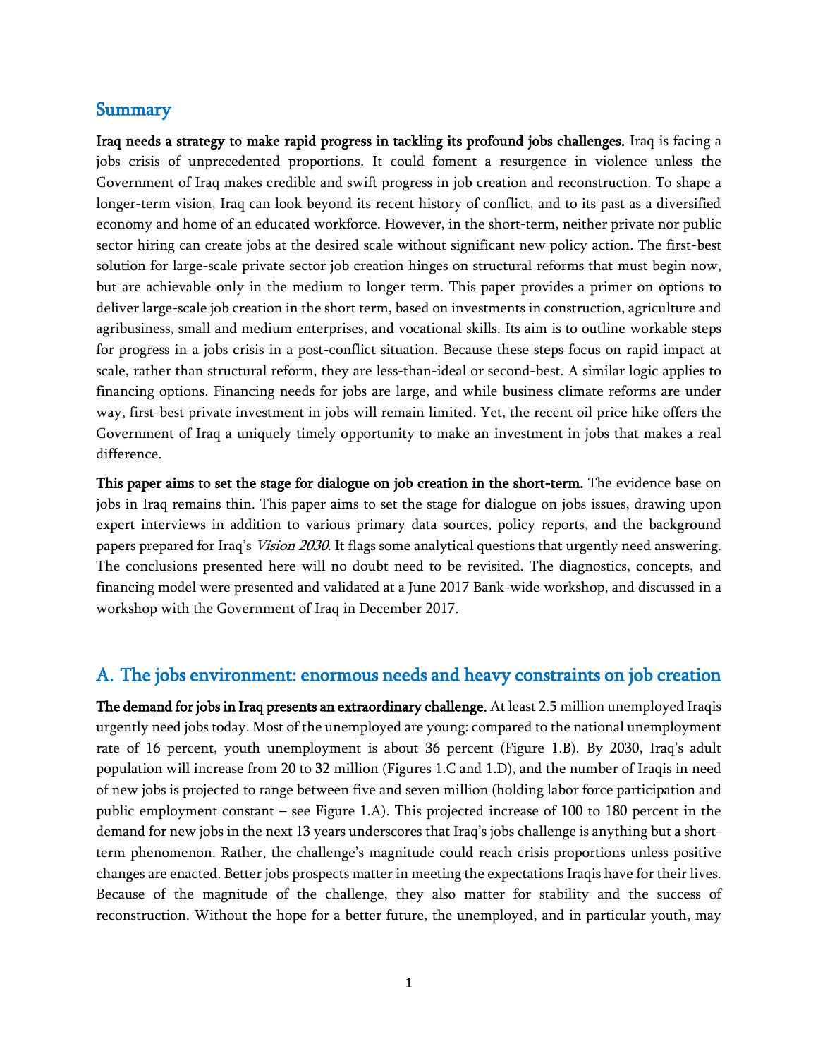## Summary

**Iraq needs a strategy to make rapid progress in tackling its profound jobs challenges.** Iraq is facing a jobs crisis of unprecedented proportions. It could foment a resurgence in violence unless the Government of Iraq makes credible and swift progress in job creation and reconstruction. To shape a longer-term vision, Iraq can look beyond its recent history of conflict, and to its past as a diversified economy and home of an educated workforce. However, in the short-term, neither private nor public sector hiring can create jobs at the desired scale without significant new policy action. The first-best solution for large-scale private sector job creation hinges on structural reforms that must begin now, but are achievable only in the medium to longer term. This paper provides a primer on options to deliver large-scale job creation in the short term, based on investments in construction, agriculture and agribusiness, small and medium enterprises, and vocational skills. Its aim is to outline workable steps for progress in a jobs crisis in a post-conflict situation. Because these steps focus on rapid impact at scale, rather than structural reform, they are less-than-ideal or second-best. A similar logic applies to financing options. Financing needs for jobs are large, and while business climate reforms are under way, first-best private investment in jobs will remain limited. Yet, the recent oil price hike offers the Government of Iraq a uniquely timely opportunity to make an investment in jobs that makes a real difference.

**This paper aims to set the stage for dialogue on job creation in the short-term.** The evidence base on jobs in Iraq remains thin. This paper aims to set the stage for dialogue on jobs issues, drawing upon expert interviews in addition to various primary data sources, policy reports, and the background papers prepared for Iraq's *Vision 2030*. It flags some analytical questions that urgently need answering. The conclusions presented here will no doubt need to be revisited. The diagnostics, concepts, and financing model were presented and validated at a June 2017 Bank-wide workshop, and discussed in a workshop with the Government of Iraq in December 2017.

## A. The jobs environment: enormous needs and heavy constraints on job creation

**The demand for jobs in Iraq presents an extraordinary challenge.** At least 2.5 million unemployed Iraqis urgently need jobs today. Most of the unemployed are young: compared to the national unemployment rate of 16 percent, youth unemployment is about 36 percent (Figure 1.B). By 2030, Iraq's adult population will increase from 20 to 32 million (Figures 1.C and 1.D), and the number of Iraqis in need of new jobs is projected to range between five and seven million (holding labor force participation and public employment constant – see Figure 1.A). This projected increase of 100 to 180 percent in the demand for new jobs in the next 13 years underscores that Iraq's jobs challenge is anything but a short-term phenomenon. Rather, the challenge's magnitude could reach crisis proportions unless positive changes are enacted. Better jobs prospects matter in meeting the expectations Iraqis have for their lives. Because of the magnitude of the challenge, they also matter for stability and the success of reconstruction. Without the hope for a better future, the unemployed, and in particular youth, may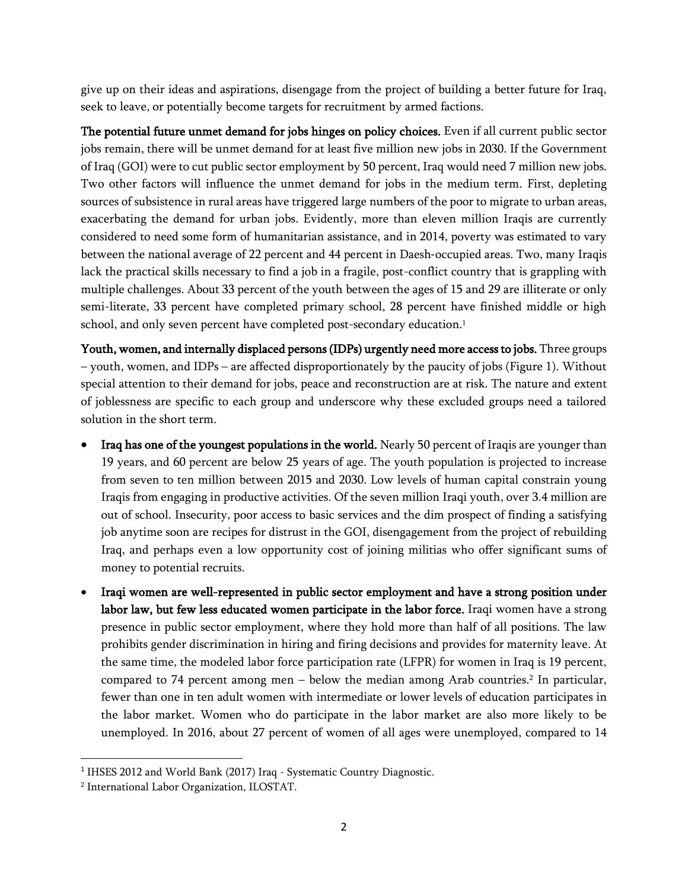give up on their ideas and aspirations, disengage from the project of building a better future for Iraq, seek to leave, or potentially become targets for recruitment by armed factions.

**The potential future unmet demand for jobs hinges on policy choices.** Even if all current public sector jobs remain, there will be unmet demand for at least five million new jobs in 2030. If the Government of Iraq (GOI) were to cut public sector employment by 50 percent, Iraq would need 7 million new jobs. Two other factors will influence the unmet demand for jobs in the medium term. First, depleting sources of subsistence in rural areas have triggered large numbers of the poor to migrate to urban areas, exacerbating the demand for urban jobs. Evidently, more than eleven million Iraqis are currently considered to need some form of humanitarian assistance, and in 2014, poverty was estimated to vary between the national average of 22 percent and 44 percent in Daesh-occupied areas. Two, many Iraqis lack the practical skills necessary to find a job in a fragile, post-conflict country that is grappling with multiple challenges. About 33 percent of the youth between the ages of 15 and 29 are illiterate or only semi-literate, 33 percent have completed primary school, 28 percent have finished middle or high school, and only seven percent have completed post-secondary education.[1]

**Youth, women, and internally displaced persons (IDPs) urgently need more access to jobs.** Three groups – youth, women, and IDPs – are affected disproportionately by the paucity of jobs (Figure 1). Without special attention to their demand for jobs, peace and reconstruction are at risk. The nature and extent of joblessness are specific to each group and underscore why these excluded groups need a tailored solution in the short term.

- **Iraq has one of the youngest populations in the world.** Nearly 50 percent of Iraqis are younger than 19 years, and 60 percent are below 25 years of age. The youth population is projected to increase from seven to ten million between 2015 and 2030. Low levels of human capital constrain young Iraqis from engaging in productive activities. Of the seven million Iraqi youth, over 3.4 million are out of school. Insecurity, poor access to basic services and the dim prospect of finding a satisfying job anytime soon are recipes for distrust in the GOI, disengagement from the project of rebuilding Iraq, and perhaps even a low opportunity cost of joining militias who offer significant sums of money to potential recruits.
- **Iraqi women are well-represented in public sector employment and have a strong position under labor law, but few less educated women participate in the labor force.** Iraqi women have a strong presence in public sector employment, where they hold more than half of all positions. The law prohibits gender discrimination in hiring and firing decisions and provides for maternity leave. At the same time, the modeled labor force participation rate (LFPR) for women in Iraq is 19 percent, compared to 74 percent among men – below the median among Arab countries.[2] In particular, fewer than one in ten adult women with intermediate or lower levels of education participates in the labor market. Women who do participate in the labor market are also more likely to be unemployed. In 2016, about 27 percent of women of all ages were unemployed, compared to 14

[1] IHSES 2012 and World Bank (2017) Iraq - Systematic Country Diagnostic.

[2] International Labor Organization, ILOSTAT.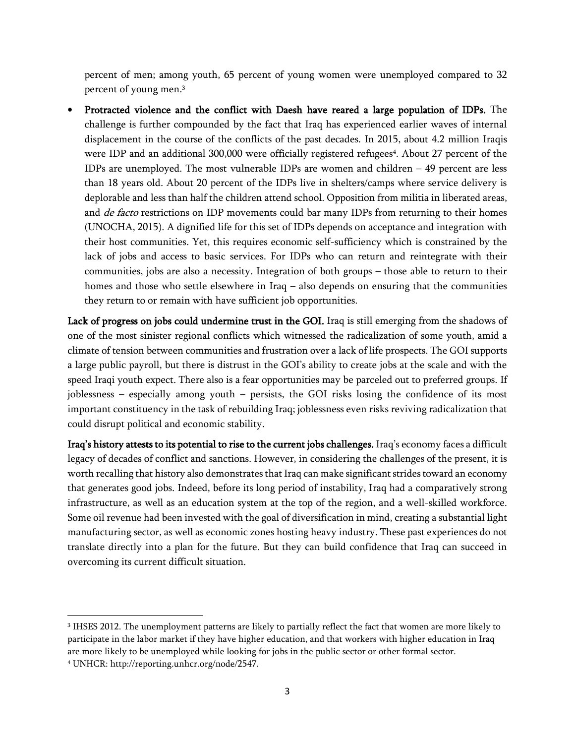percent of men; among youth, 65 percent of young women were unemployed compared to 32 percent of young men.[3]

- **Protracted violence and the conflict with Daesh have reared a large population of IDPs.** The challenge is further compounded by the fact that Iraq has experienced earlier waves of internal displacement in the course of the conflicts of the past decades. In 2015, about 4.2 million Iraqis were IDP and an additional 300,000 were officially registered refugees[4]. About 27 percent of the IDPs are unemployed. The most vulnerable IDPs are women and children – 49 percent are less than 18 years old. About 20 percent of the IDPs live in shelters/camps where service delivery is deplorable and less than half the children attend school. Opposition from militia in liberated areas, and *de facto* restrictions on IDP movements could bar many IDPs from returning to their homes (UNOCHA, 2015). A dignified life for this set of IDPs depends on acceptance and integration with their host communities. Yet, this requires economic self-sufficiency which is constrained by the lack of jobs and access to basic services. For IDPs who can return and reintegrate with their communities, jobs are also a necessity. Integration of both groups – those able to return to their homes and those who settle elsewhere in Iraq – also depends on ensuring that the communities they return to or remain with have sufficient job opportunities.

**Lack of progress on jobs could undermine trust in the GOI.** Iraq is still emerging from the shadows of one of the most sinister regional conflicts which witnessed the radicalization of some youth, amid a climate of tension between communities and frustration over a lack of life prospects. The GOI supports a large public payroll, but there is distrust in the GOI's ability to create jobs at the scale and with the speed Iraqi youth expect. There also is a fear opportunities may be parceled out to preferred groups. If joblessness – especially among youth – persists, the GOI risks losing the confidence of its most important constituency in the task of rebuilding Iraq; joblessness even risks reviving radicalization that could disrupt political and economic stability.

**Iraq's history attests to its potential to rise to the current jobs challenges.** Iraq's economy faces a difficult legacy of decades of conflict and sanctions. However, in considering the challenges of the present, it is worth recalling that history also demonstrates that Iraq can make significant strides toward an economy that generates good jobs. Indeed, before its long period of instability, Iraq had a comparatively strong infrastructure, as well as an education system at the top of the region, and a well-skilled workforce. Some oil revenue had been invested with the goal of diversification in mind, creating a substantial light manufacturing sector, as well as economic zones hosting heavy industry. These past experiences do not translate directly into a plan for the future. But they can build confidence that Iraq can succeed in overcoming its current difficult situation.

---

[3] IHSES 2012. The unemployment patterns are likely to partially reflect the fact that women are more likely to participate in the labor market if they have higher education, and that workers with higher education in Iraq are more likely to be unemployed while looking for jobs in the public sector or other formal sector.

[4] UNHCR: http://reporting.unhcr.org/node/2547.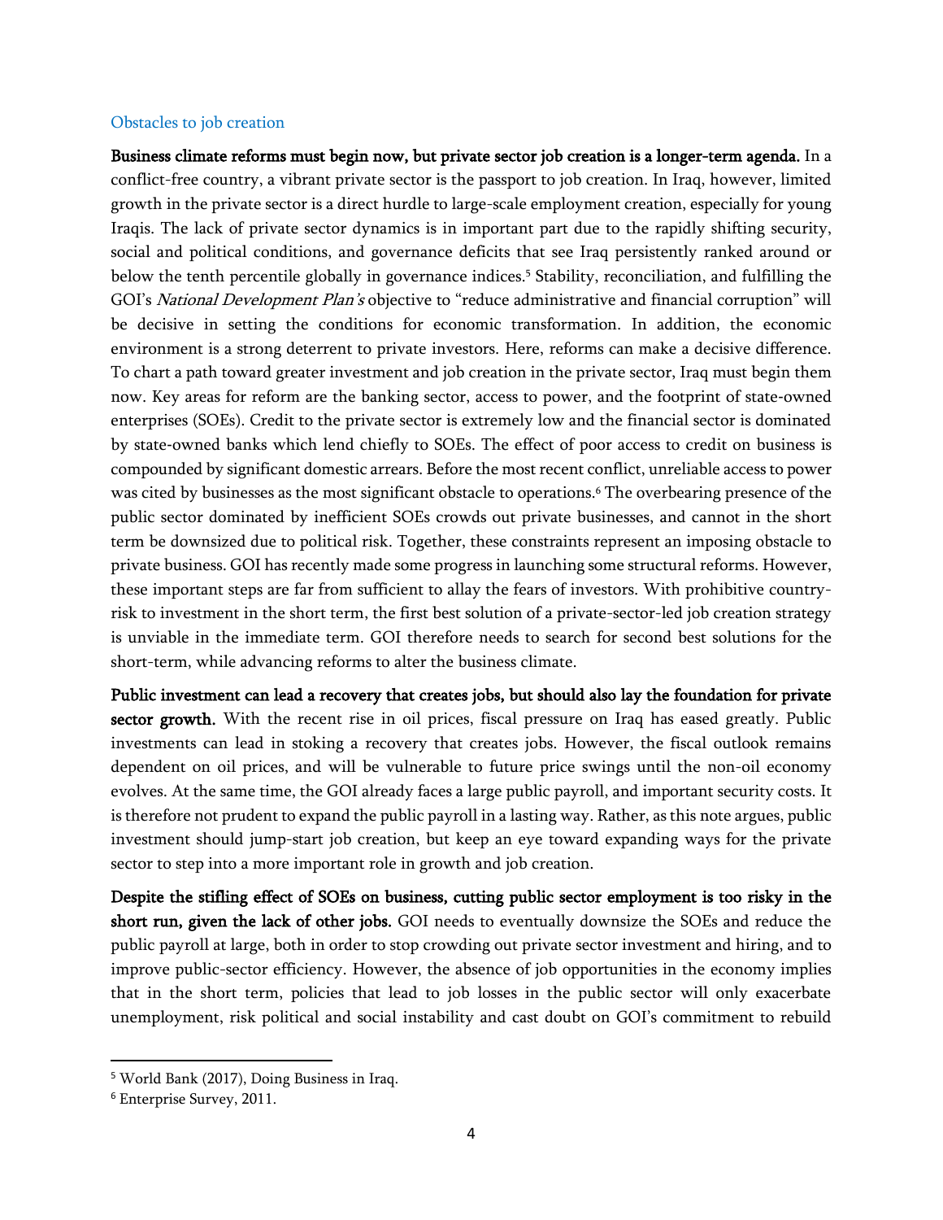### Obstacles to job creation

**Business climate reforms must begin now, but private sector job creation is a longer-term agenda.** In a conflict-free country, a vibrant private sector is the passport to job creation. In Iraq, however, limited growth in the private sector is a direct hurdle to large-scale employment creation, especially for young Iraqis. The lack of private sector dynamics is in important part due to the rapidly shifting security, social and political conditions, and governance deficits that see Iraq persistently ranked around or below the tenth percentile globally in governance indices.[5] Stability, reconciliation, and fulfilling the GOI's *National Development Plan's* objective to "reduce administrative and financial corruption" will be decisive in setting the conditions for economic transformation. In addition, the economic environment is a strong deterrent to private investors. Here, reforms can make a decisive difference. To chart a path toward greater investment and job creation in the private sector, Iraq must begin them now. Key areas for reform are the banking sector, access to power, and the footprint of state-owned enterprises (SOEs). Credit to the private sector is extremely low and the financial sector is dominated by state-owned banks which lend chiefly to SOEs. The effect of poor access to credit on business is compounded by significant domestic arrears. Before the most recent conflict, unreliable access to power was cited by businesses as the most significant obstacle to operations.[6] The overbearing presence of the public sector dominated by inefficient SOEs crowds out private businesses, and cannot in the short term be downsized due to political risk. Together, these constraints represent an imposing obstacle to private business. GOI has recently made some progress in launching some structural reforms. However, these important steps are far from sufficient to allay the fears of investors. With prohibitive country-risk to investment in the short term, the first best solution of a private-sector-led job creation strategy is unviable in the immediate term. GOI therefore needs to search for second best solutions for the short-term, while advancing reforms to alter the business climate.

**Public investment can lead a recovery that creates jobs, but should also lay the foundation for private sector growth.** With the recent rise in oil prices, fiscal pressure on Iraq has eased greatly. Public investments can lead in stoking a recovery that creates jobs. However, the fiscal outlook remains dependent on oil prices, and will be vulnerable to future price swings until the non-oil economy evolves. At the same time, the GOI already faces a large public payroll, and important security costs. It is therefore not prudent to expand the public payroll in a lasting way. Rather, as this note argues, public investment should jump-start job creation, but keep an eye toward expanding ways for the private sector to step into a more important role in growth and job creation.

**Despite the stifling effect of SOEs on business, cutting public sector employment is too risky in the short run, given the lack of other jobs.** GOI needs to eventually downsize the SOEs and reduce the public payroll at large, both in order to stop crowding out private sector investment and hiring, and to improve public-sector efficiency. However, the absence of job opportunities in the economy implies that in the short term, policies that lead to job losses in the public sector will only exacerbate unemployment, risk political and social instability and cast doubt on GOI's commitment to rebuild

[5] World Bank (2017), Doing Business in Iraq.

[6] Enterprise Survey, 2011.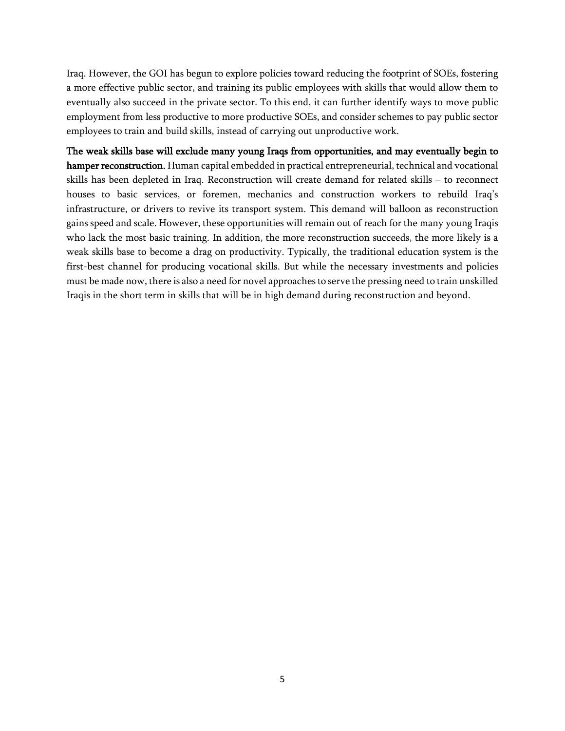Iraq. However, the GOI has begun to explore policies toward reducing the footprint of SOEs, fostering a more effective public sector, and training its public employees with skills that would allow them to eventually also succeed in the private sector. To this end, it can further identify ways to move public employment from less productive to more productive SOEs, and consider schemes to pay public sector employees to train and build skills, instead of carrying out unproductive work.

**The weak skills base will exclude many young Iraqs from opportunities, and may eventually begin to hamper reconstruction.** Human capital embedded in practical entrepreneurial, technical and vocational skills has been depleted in Iraq. Reconstruction will create demand for related skills – to reconnect houses to basic services, or foremen, mechanics and construction workers to rebuild Iraq's infrastructure, or drivers to revive its transport system. This demand will balloon as reconstruction gains speed and scale. However, these opportunities will remain out of reach for the many young Iraqis who lack the most basic training. In addition, the more reconstruction succeeds, the more likely is a weak skills base to become a drag on productivity. Typically, the traditional education system is the first-best channel for producing vocational skills. But while the necessary investments and policies must be made now, there is also a need for novel approaches to serve the pressing need to train unskilled Iraqis in the short term in skills that will be in high demand during reconstruction and beyond.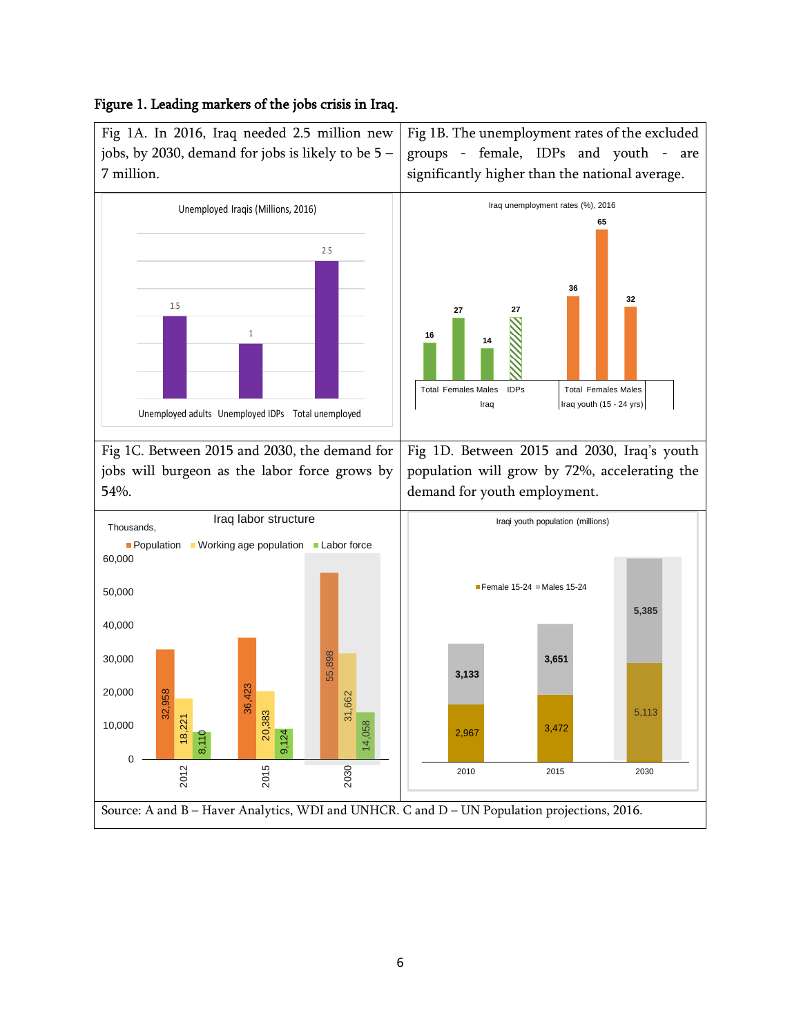**Figure 1. Leading markers of the jobs crisis in Iraq.**

| Fig 1A. In 2016, Iraq needed 2.5 million new jobs, by 2030, demand for jobs is likely to be 5 – 7 million. | Fig 1B. The unemployment rates of the excluded groups - female, IDPs and youth - are significantly higher than the national average. |
|---|---|
| Fig 1C. Between 2015 and 2030, the demand for jobs will burgeon as the labor force grows by 54%. | Fig 1D. Between 2015 and 2030, Iraq's youth population will grow by 72%, accelerating the demand for youth employment. |

Unemployed Iraqis (Millions, 2016)

| | Value |
|---|---|
| Unemployed adults | 1.5 |
| Unemployed IDPs | 1 |
| Total unemployed | 2.5 |

Iraq unemployment rates (%), 2016

| Group | | Rate |
|---|---|---|
| Iraq | Total | 16 |
| | Females | 27 |
| | Males | 14 |
| IDPs | | 27 |
| Iraq youth (15 - 24 yrs) | Total | 36 |
| | Females | 65 |
| | Males | 32 |

Iraq labor structure (Thousands)

| Year | Population | Working age population | Labor force |
|---|---|---|---|
| 2012 | 32,958 | 18,221 | 8,110 |
| 2015 | 36,423 | 20,383 | 9,124 |
| 2030 | 55,898 | 31,662 | 14,058 |

Iraqi youth population (millions)

| Year | Female 15-24 | Males 15-24 |
|---|---|---|
| 2010 | 2,967 | 3,133 |
| 2015 | 3,472 | 3,651 |
| 2030 | 5,113 | 5,385 |

Source: A and B – Haver Analytics, WDI and UNHCR. C and D – UN Population projections, 2016.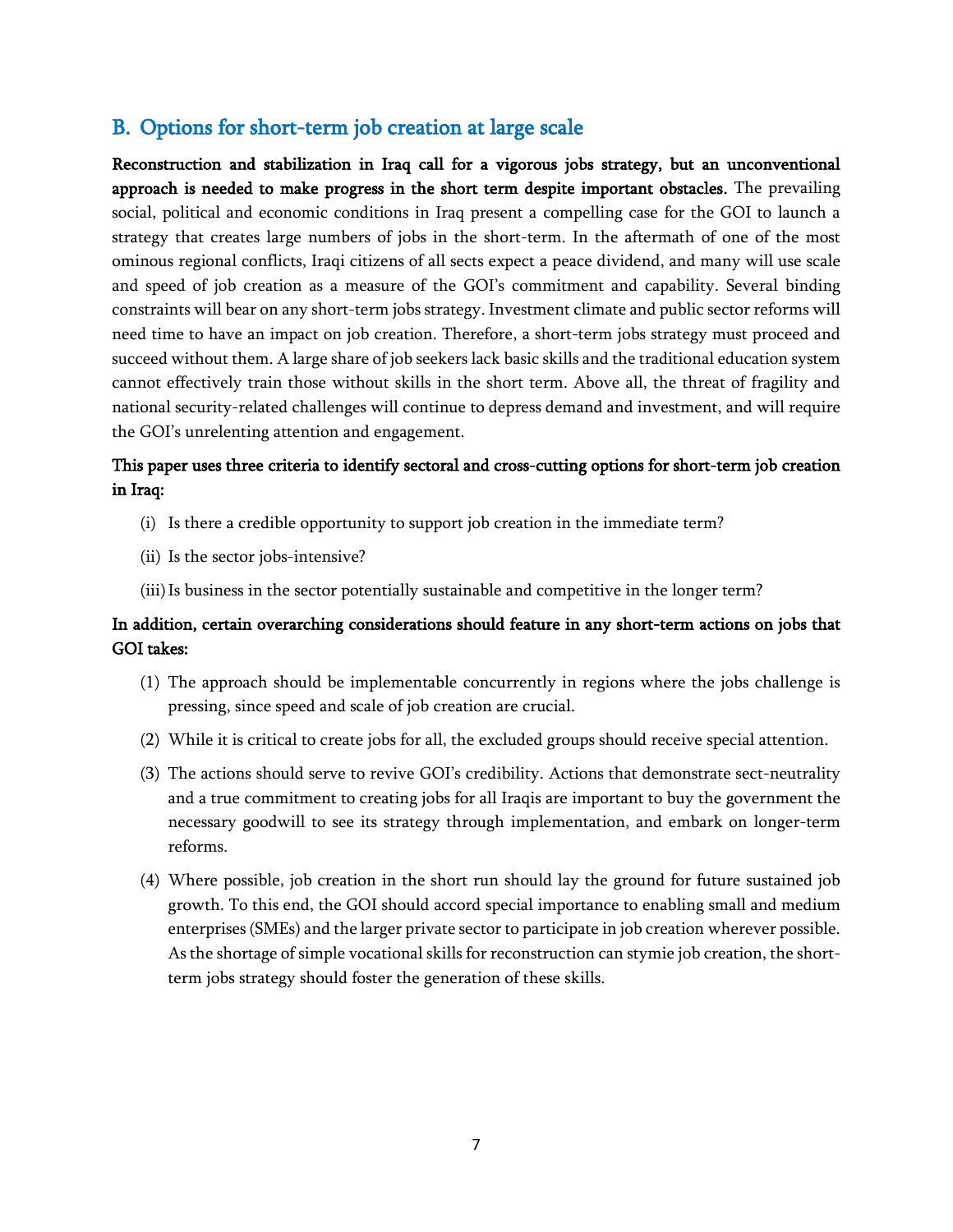## B. Options for short-term job creation at large scale

**Reconstruction and stabilization in Iraq call for a vigorous jobs strategy, but an unconventional approach is needed to make progress in the short term despite important obstacles.** The prevailing social, political and economic conditions in Iraq present a compelling case for the GOI to launch a strategy that creates large numbers of jobs in the short-term. In the aftermath of one of the most ominous regional conflicts, Iraqi citizens of all sects expect a peace dividend, and many will use scale and speed of job creation as a measure of the GOI's commitment and capability. Several binding constraints will bear on any short-term jobs strategy. Investment climate and public sector reforms will need time to have an impact on job creation. Therefore, a short-term jobs strategy must proceed and succeed without them. A large share of job seekers lack basic skills and the traditional education system cannot effectively train those without skills in the short term. Above all, the threat of fragility and national security-related challenges will continue to depress demand and investment, and will require the GOI's unrelenting attention and engagement.

**This paper uses three criteria to identify sectoral and cross-cutting options for short-term job creation in Iraq:**

(i) Is there a credible opportunity to support job creation in the immediate term?

(ii) Is the sector jobs-intensive?

(iii) Is business in the sector potentially sustainable and competitive in the longer term?

**In addition, certain overarching considerations should feature in any short-term actions on jobs that GOI takes:**

(1) The approach should be implementable concurrently in regions where the jobs challenge is pressing, since speed and scale of job creation are crucial.

(2) While it is critical to create jobs for all, the excluded groups should receive special attention.

(3) The actions should serve to revive GOI's credibility. Actions that demonstrate sect-neutrality and a true commitment to creating jobs for all Iraqis are important to buy the government the necessary goodwill to see its strategy through implementation, and embark on longer-term reforms.

(4) Where possible, job creation in the short run should lay the ground for future sustained job growth. To this end, the GOI should accord special importance to enabling small and medium enterprises (SMEs) and the larger private sector to participate in job creation wherever possible. As the shortage of simple vocational skills for reconstruction can stymie job creation, the short-term jobs strategy should foster the generation of these skills.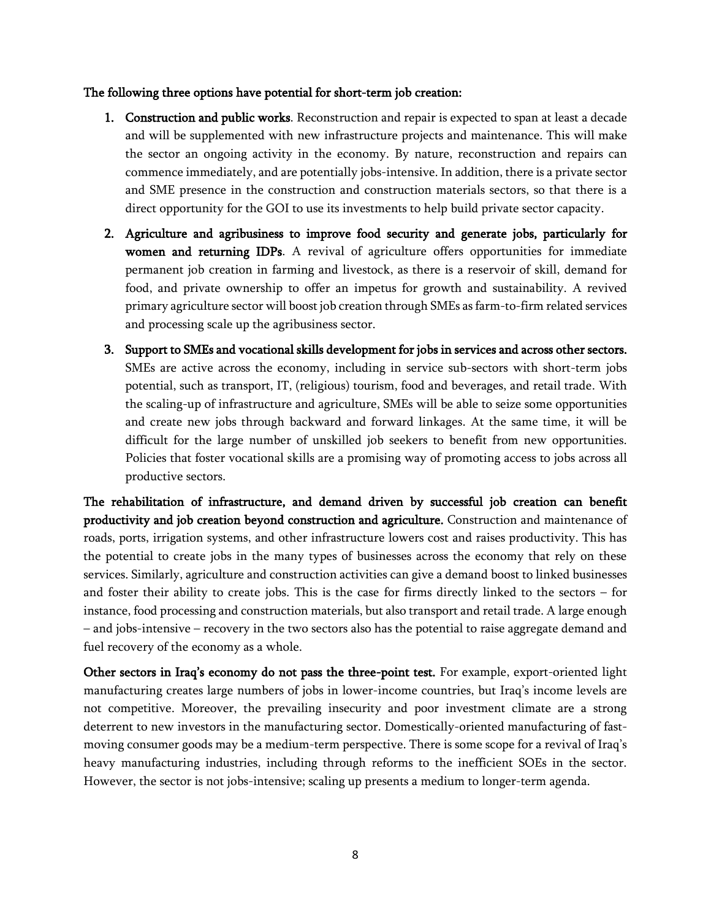**The following three options have potential for short-term job creation:**

1. **Construction and public works**. Reconstruction and repair is expected to span at least a decade and will be supplemented with new infrastructure projects and maintenance. This will make the sector an ongoing activity in the economy. By nature, reconstruction and repairs can commence immediately, and are potentially jobs-intensive. In addition, there is a private sector and SME presence in the construction and construction materials sectors, so that there is a direct opportunity for the GOI to use its investments to help build private sector capacity.

2. **Agriculture and agribusiness to improve food security and generate jobs, particularly for women and returning IDPs**. A revival of agriculture offers opportunities for immediate permanent job creation in farming and livestock, as there is a reservoir of skill, demand for food, and private ownership to offer an impetus for growth and sustainability. A revived primary agriculture sector will boost job creation through SMEs as farm-to-firm related services and processing scale up the agribusiness sector.

3. **Support to SMEs and vocational skills development for jobs in services and across other sectors.** SMEs are active across the economy, including in service sub-sectors with short-term jobs potential, such as transport, IT, (religious) tourism, food and beverages, and retail trade. With the scaling-up of infrastructure and agriculture, SMEs will be able to seize some opportunities and create new jobs through backward and forward linkages. At the same time, it will be difficult for the large number of unskilled job seekers to benefit from new opportunities. Policies that foster vocational skills are a promising way of promoting access to jobs across all productive sectors.

**The rehabilitation of infrastructure, and demand driven by successful job creation can benefit productivity and job creation beyond construction and agriculture.** Construction and maintenance of roads, ports, irrigation systems, and other infrastructure lowers cost and raises productivity. This has the potential to create jobs in the many types of businesses across the economy that rely on these services. Similarly, agriculture and construction activities can give a demand boost to linked businesses and foster their ability to create jobs. This is the case for firms directly linked to the sectors – for instance, food processing and construction materials, but also transport and retail trade. A large enough – and jobs-intensive – recovery in the two sectors also has the potential to raise aggregate demand and fuel recovery of the economy as a whole.

**Other sectors in Iraq's economy do not pass the three-point test.** For example, export-oriented light manufacturing creates large numbers of jobs in lower-income countries, but Iraq's income levels are not competitive. Moreover, the prevailing insecurity and poor investment climate are a strong deterrent to new investors in the manufacturing sector. Domestically-oriented manufacturing of fast-moving consumer goods may be a medium-term perspective. There is some scope for a revival of Iraq's heavy manufacturing industries, including through reforms to the inefficient SOEs in the sector. However, the sector is not jobs-intensive; scaling up presents a medium to longer-term agenda.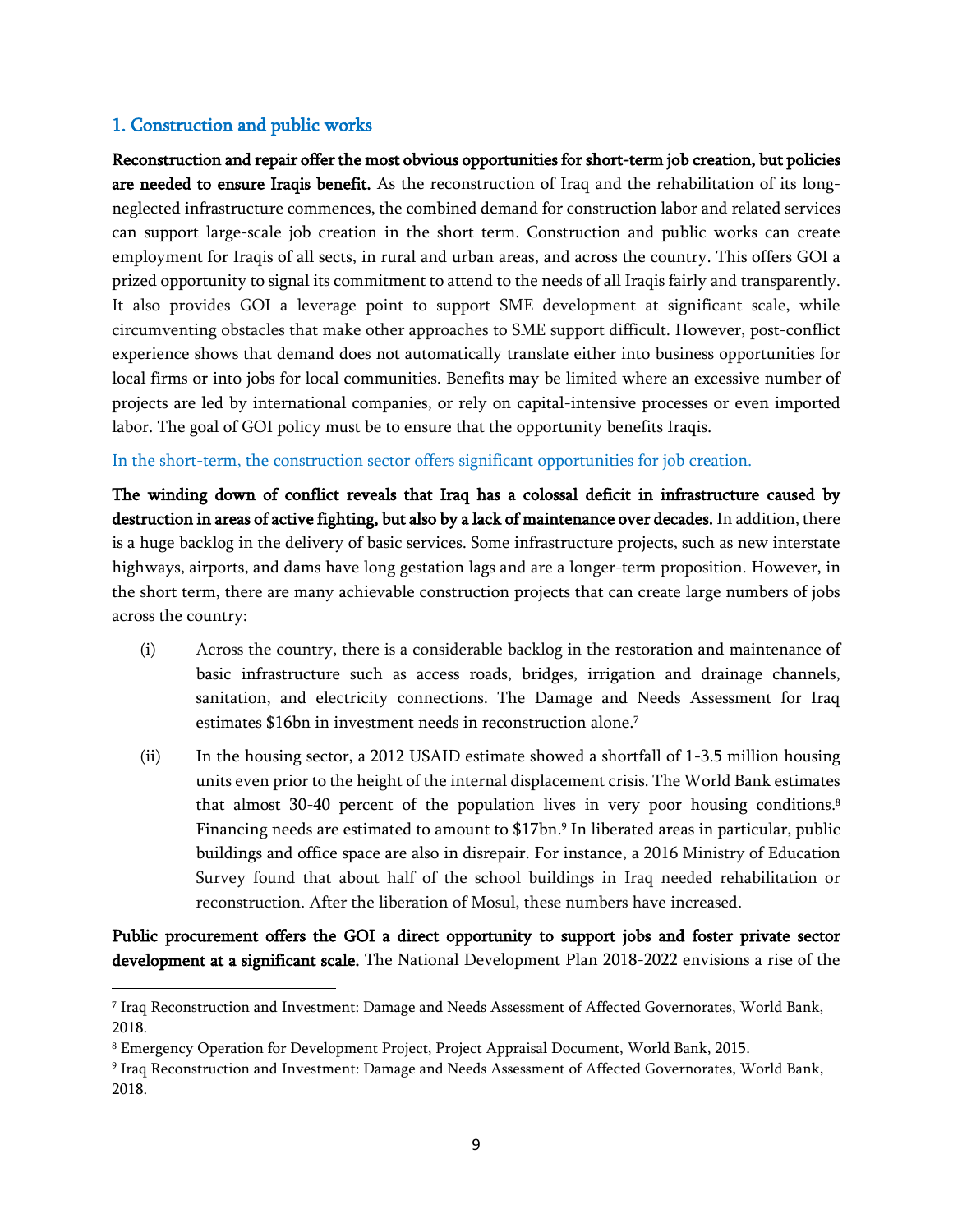## 1. Construction and public works

**Reconstruction and repair offer the most obvious opportunities for short-term job creation, but policies are needed to ensure Iraqis benefit.** As the reconstruction of Iraq and the rehabilitation of its long-neglected infrastructure commences, the combined demand for construction labor and related services can support large-scale job creation in the short term. Construction and public works can create employment for Iraqis of all sects, in rural and urban areas, and across the country. This offers GOI a prized opportunity to signal its commitment to attend to the needs of all Iraqis fairly and transparently. It also provides GOI a leverage point to support SME development at significant scale, while circumventing obstacles that make other approaches to SME support difficult. However, post-conflict experience shows that demand does not automatically translate either into business opportunities for local firms or into jobs for local communities. Benefits may be limited where an excessive number of projects are led by international companies, or rely on capital-intensive processes or even imported labor. The goal of GOI policy must be to ensure that the opportunity benefits Iraqis.

### In the short-term, the construction sector offers significant opportunities for job creation.

**The winding down of conflict reveals that Iraq has a colossal deficit in infrastructure caused by destruction in areas of active fighting, but also by a lack of maintenance over decades.** In addition, there is a huge backlog in the delivery of basic services. Some infrastructure projects, such as new interstate highways, airports, and dams have long gestation lags and are a longer-term proposition. However, in the short term, there are many achievable construction projects that can create large numbers of jobs across the country:

(i) Across the country, there is a considerable backlog in the restoration and maintenance of basic infrastructure such as access roads, bridges, irrigation and drainage channels, sanitation, and electricity connections. The Damage and Needs Assessment for Iraq estimates $16bn in investment needs in reconstruction alone.[7]

(ii) In the housing sector, a 2012 USAID estimate showed a shortfall of 1-3.5 million housing units even prior to the height of the internal displacement crisis. The World Bank estimates that almost 30-40 percent of the population lives in very poor housing conditions.[8] Financing needs are estimated to amount to $17bn.[9] In liberated areas in particular, public buildings and office space are also in disrepair. For instance, a 2016 Ministry of Education Survey found that about half of the school buildings in Iraq needed rehabilitation or reconstruction. After the liberation of Mosul, these numbers have increased.

**Public procurement offers the GOI a direct opportunity to support jobs and foster private sector development at a significant scale.** The National Development Plan 2018-2022 envisions a rise of the

---

[7] Iraq Reconstruction and Investment: Damage and Needs Assessment of Affected Governorates, World Bank, 2018.

[8] Emergency Operation for Development Project, Project Appraisal Document, World Bank, 2015.

[9] Iraq Reconstruction and Investment: Damage and Needs Assessment of Affected Governorates, World Bank, 2018.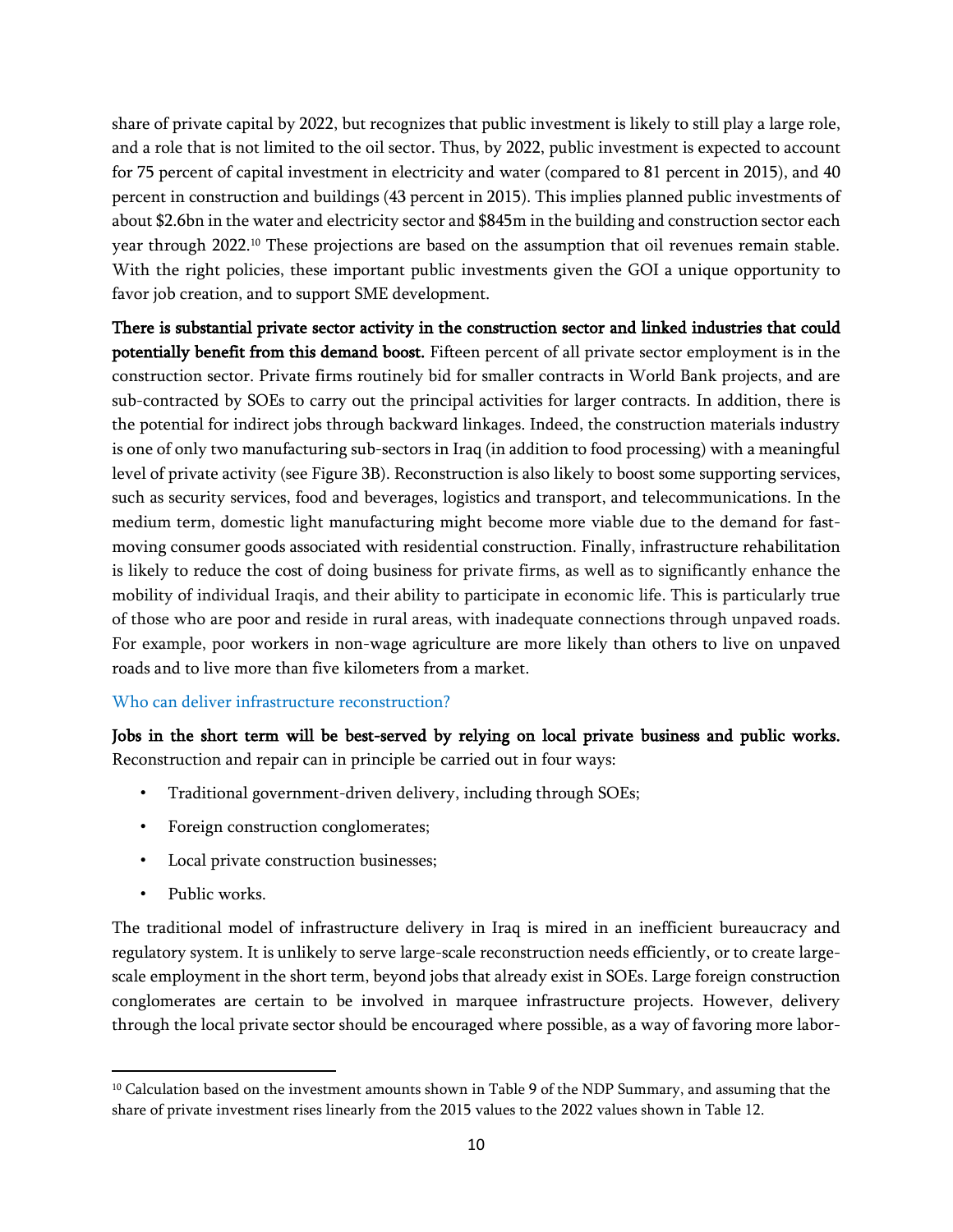share of private capital by 2022, but recognizes that public investment is likely to still play a large role, and a role that is not limited to the oil sector. Thus, by 2022, public investment is expected to account for 75 percent of capital investment in electricity and water (compared to 81 percent in 2015), and 40 percent in construction and buildings (43 percent in 2015). This implies planned public investments of about $2.6bn in the water and electricity sector and $845m in the building and construction sector each year through 2022.[10] These projections are based on the assumption that oil revenues remain stable. With the right policies, these important public investments given the GOI a unique opportunity to favor job creation, and to support SME development.

**There is substantial private sector activity in the construction sector and linked industries that could potentially benefit from this demand boost.** Fifteen percent of all private sector employment is in the construction sector. Private firms routinely bid for smaller contracts in World Bank projects, and are sub-contracted by SOEs to carry out the principal activities for larger contracts. In addition, there is the potential for indirect jobs through backward linkages. Indeed, the construction materials industry is one of only two manufacturing sub-sectors in Iraq (in addition to food processing) with a meaningful level of private activity (see Figure 3B). Reconstruction is also likely to boost some supporting services, such as security services, food and beverages, logistics and transport, and telecommunications. In the medium term, domestic light manufacturing might become more viable due to the demand for fast-moving consumer goods associated with residential construction. Finally, infrastructure rehabilitation is likely to reduce the cost of doing business for private firms, as well as to significantly enhance the mobility of individual Iraqis, and their ability to participate in economic life. This is particularly true of those who are poor and reside in rural areas, with inadequate connections through unpaved roads. For example, poor workers in non-wage agriculture are more likely than others to live on unpaved roads and to live more than five kilometers from a market.

### Who can deliver infrastructure reconstruction?

**Jobs in the short term will be best-served by relying on local private business and public works.** Reconstruction and repair can in principle be carried out in four ways:

- Traditional government-driven delivery, including through SOEs;
- Foreign construction conglomerates;
- Local private construction businesses;
- Public works.

The traditional model of infrastructure delivery in Iraq is mired in an inefficient bureaucracy and regulatory system. It is unlikely to serve large-scale reconstruction needs efficiently, or to create large-scale employment in the short term, beyond jobs that already exist in SOEs. Large foreign construction conglomerates are certain to be involved in marquee infrastructure projects. However, delivery through the local private sector should be encouraged where possible, as a way of favoring more labor-

[10] Calculation based on the investment amounts shown in Table 9 of the NDP Summary, and assuming that the share of private investment rises linearly from the 2015 values to the 2022 values shown in Table 12.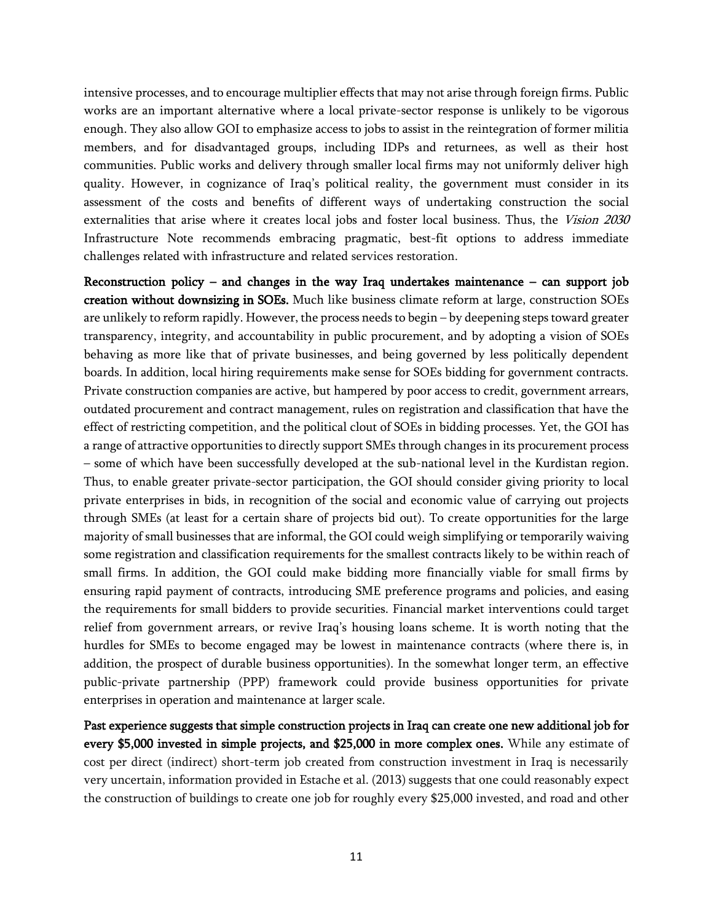intensive processes, and to encourage multiplier effects that may not arise through foreign firms. Public works are an important alternative where a local private-sector response is unlikely to be vigorous enough. They also allow GOI to emphasize access to jobs to assist in the reintegration of former militia members, and for disadvantaged groups, including IDPs and returnees, as well as their host communities. Public works and delivery through smaller local firms may not uniformly deliver high quality. However, in cognizance of Iraq's political reality, the government must consider in its assessment of the costs and benefits of different ways of undertaking construction the social externalities that arise where it creates local jobs and foster local business. Thus, the *Vision 2030* Infrastructure Note recommends embracing pragmatic, best-fit options to address immediate challenges related with infrastructure and related services restoration.

**Reconstruction policy – and changes in the way Iraq undertakes maintenance – can support job creation without downsizing in SOEs.** Much like business climate reform at large, construction SOEs are unlikely to reform rapidly. However, the process needs to begin – by deepening steps toward greater transparency, integrity, and accountability in public procurement, and by adopting a vision of SOEs behaving as more like that of private businesses, and being governed by less politically dependent boards. In addition, local hiring requirements make sense for SOEs bidding for government contracts. Private construction companies are active, but hampered by poor access to credit, government arrears, outdated procurement and contract management, rules on registration and classification that have the effect of restricting competition, and the political clout of SOEs in bidding processes. Yet, the GOI has a range of attractive opportunities to directly support SMEs through changes in its procurement process – some of which have been successfully developed at the sub-national level in the Kurdistan region. Thus, to enable greater private-sector participation, the GOI should consider giving priority to local private enterprises in bids, in recognition of the social and economic value of carrying out projects through SMEs (at least for a certain share of projects bid out). To create opportunities for the large majority of small businesses that are informal, the GOI could weigh simplifying or temporarily waiving some registration and classification requirements for the smallest contracts likely to be within reach of small firms. In addition, the GOI could make bidding more financially viable for small firms by ensuring rapid payment of contracts, introducing SME preference programs and policies, and easing the requirements for small bidders to provide securities. Financial market interventions could target relief from government arrears, or revive Iraq's housing loans scheme. It is worth noting that the hurdles for SMEs to become engaged may be lowest in maintenance contracts (where there is, in addition, the prospect of durable business opportunities). In the somewhat longer term, an effective public-private partnership (PPP) framework could provide business opportunities for private enterprises in operation and maintenance at larger scale.

**Past experience suggests that simple construction projects in Iraq can create one new additional job for every $5,000 invested in simple projects, and $25,000 in more complex ones.** While any estimate of cost per direct (indirect) short-term job created from construction investment in Iraq is necessarily very uncertain, information provided in Estache et al. (2013) suggests that one could reasonably expect the construction of buildings to create one job for roughly every $25,000 invested, and road and other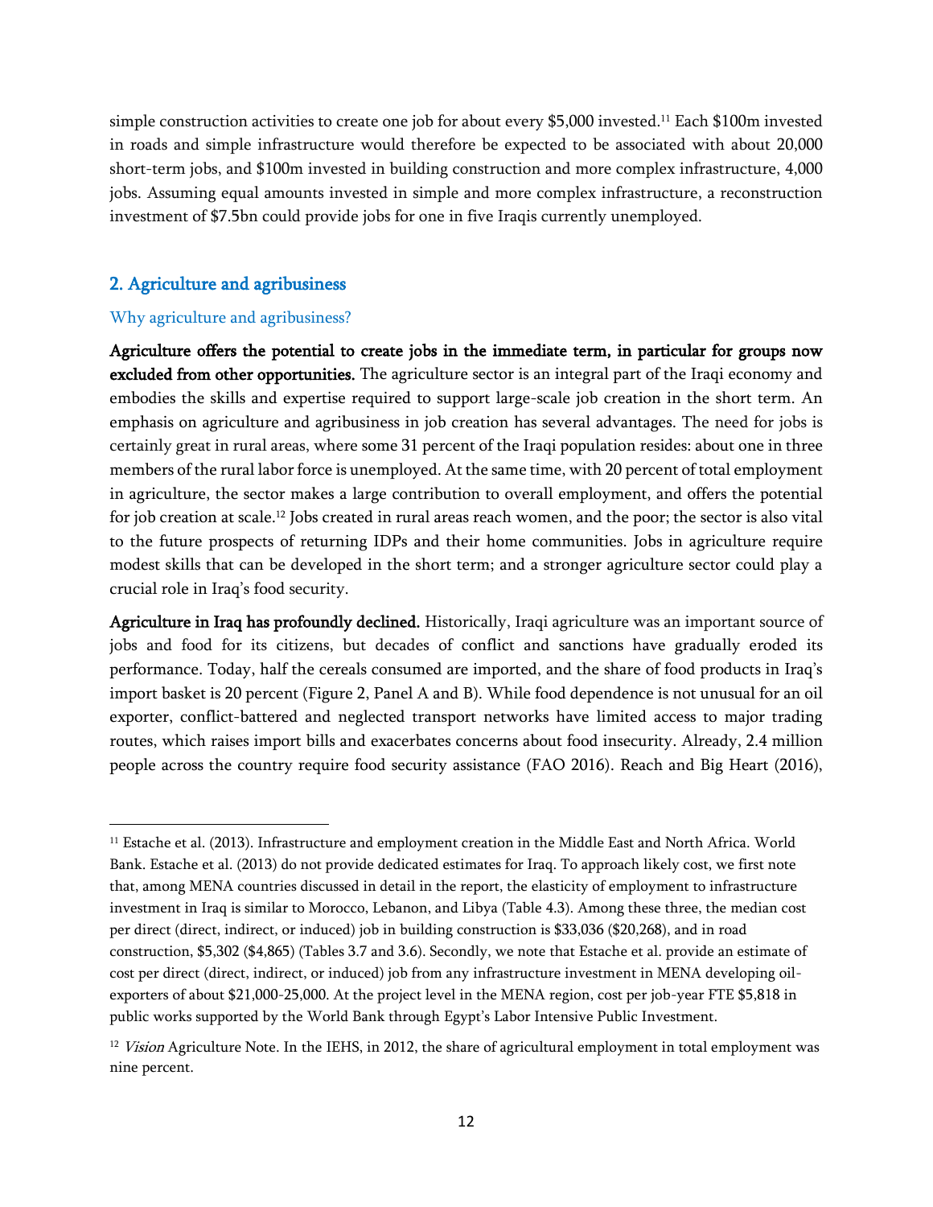simple construction activities to create one job for about every $5,000 invested.[11] Each $100m invested in roads and simple infrastructure would therefore be expected to be associated with about 20,000 short-term jobs, and $100m invested in building construction and more complex infrastructure, 4,000 jobs. Assuming equal amounts invested in simple and more complex infrastructure, a reconstruction investment of $7.5bn could provide jobs for one in five Iraqis currently unemployed.

## 2. Agriculture and agribusiness

### Why agriculture and agribusiness?

**Agriculture offers the potential to create jobs in the immediate term, in particular for groups now excluded from other opportunities.** The agriculture sector is an integral part of the Iraqi economy and embodies the skills and expertise required to support large-scale job creation in the short term. An emphasis on agriculture and agribusiness in job creation has several advantages. The need for jobs is certainly great in rural areas, where some 31 percent of the Iraqi population resides: about one in three members of the rural labor force is unemployed. At the same time, with 20 percent of total employment in agriculture, the sector makes a large contribution to overall employment, and offers the potential for job creation at scale.[12] Jobs created in rural areas reach women, and the poor; the sector is also vital to the future prospects of returning IDPs and their home communities. Jobs in agriculture require modest skills that can be developed in the short term; and a stronger agriculture sector could play a crucial role in Iraq's food security.

**Agriculture in Iraq has profoundly declined.** Historically, Iraqi agriculture was an important source of jobs and food for its citizens, but decades of conflict and sanctions have gradually eroded its performance. Today, half the cereals consumed are imported, and the share of food products in Iraq's import basket is 20 percent (Figure 2, Panel A and B). While food dependence is not unusual for an oil exporter, conflict-battered and neglected transport networks have limited access to major trading routes, which raises import bills and exacerbates concerns about food insecurity. Already, 2.4 million people across the country require food security assistance (FAO 2016). Reach and Big Heart (2016),

---

[11] Estache et al. (2013). Infrastructure and employment creation in the Middle East and North Africa. World Bank. Estache et al. (2013) do not provide dedicated estimates for Iraq. To approach likely cost, we first note that, among MENA countries discussed in detail in the report, the elasticity of employment to infrastructure investment in Iraq is similar to Morocco, Lebanon, and Libya (Table 4.3). Among these three, the median cost per direct (direct, indirect, or induced) job in building construction is $33,036 ($20,268), and in road construction, $5,302 ($4,865) (Tables 3.7 and 3.6). Secondly, we note that Estache et al. provide an estimate of cost per direct (direct, indirect, or induced) job from any infrastructure investment in MENA developing oil-exporters of about $21,000-25,000. At the project level in the MENA region, cost per job-year FTE $5,818 in public works supported by the World Bank through Egypt's Labor Intensive Public Investment.

[12] *Vision* Agriculture Note. In the IEHS, in 2012, the share of agricultural employment in total employment was nine percent.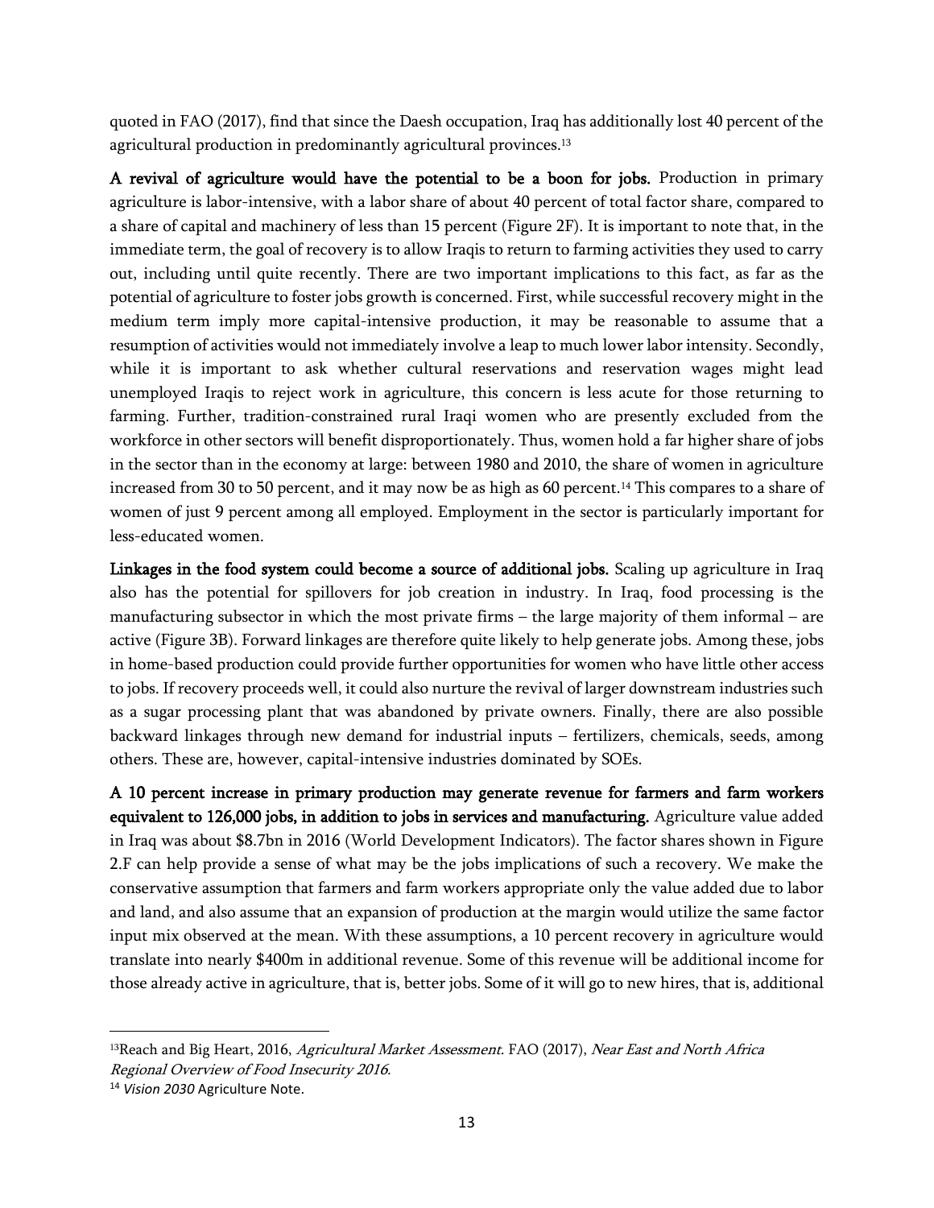quoted in FAO (2017), find that since the Daesh occupation, Iraq has additionally lost 40 percent of the agricultural production in predominantly agricultural provinces.[13]

**A revival of agriculture would have the potential to be a boon for jobs.** Production in primary agriculture is labor-intensive, with a labor share of about 40 percent of total factor share, compared to a share of capital and machinery of less than 15 percent (Figure 2F). It is important to note that, in the immediate term, the goal of recovery is to allow Iraqis to return to farming activities they used to carry out, including until quite recently. There are two important implications to this fact, as far as the potential of agriculture to foster jobs growth is concerned. First, while successful recovery might in the medium term imply more capital-intensive production, it may be reasonable to assume that a resumption of activities would not immediately involve a leap to much lower labor intensity. Secondly, while it is important to ask whether cultural reservations and reservation wages might lead unemployed Iraqis to reject work in agriculture, this concern is less acute for those returning to farming. Further, tradition-constrained rural Iraqi women who are presently excluded from the workforce in other sectors will benefit disproportionately. Thus, women hold a far higher share of jobs in the sector than in the economy at large: between 1980 and 2010, the share of women in agriculture increased from 30 to 50 percent, and it may now be as high as 60 percent.[14] This compares to a share of women of just 9 percent among all employed. Employment in the sector is particularly important for less-educated women.

**Linkages in the food system could become a source of additional jobs.** Scaling up agriculture in Iraq also has the potential for spillovers for job creation in industry. In Iraq, food processing is the manufacturing subsector in which the most private firms – the large majority of them informal – are active (Figure 3B). Forward linkages are therefore quite likely to help generate jobs. Among these, jobs in home-based production could provide further opportunities for women who have little other access to jobs. If recovery proceeds well, it could also nurture the revival of larger downstream industries such as a sugar processing plant that was abandoned by private owners. Finally, there are also possible backward linkages through new demand for industrial inputs – fertilizers, chemicals, seeds, among others. These are, however, capital-intensive industries dominated by SOEs.

**A 10 percent increase in primary production may generate revenue for farmers and farm workers equivalent to 126,000 jobs, in addition to jobs in services and manufacturing.** Agriculture value added in Iraq was about $8.7bn in 2016 (World Development Indicators). The factor shares shown in Figure 2.F can help provide a sense of what may be the jobs implications of such a recovery. We make the conservative assumption that farmers and farm workers appropriate only the value added due to labor and land, and also assume that an expansion of production at the margin would utilize the same factor input mix observed at the mean. With these assumptions, a 10 percent recovery in agriculture would translate into nearly $400m in additional revenue. Some of this revenue will be additional income for those already active in agriculture, that is, better jobs. Some of it will go to new hires, that is, additional

---

[13] Reach and Big Heart, 2016, *Agricultural Market Assessment*. FAO (2017), *Near East and North Africa Regional Overview of Food Insecurity 2016*.

[14] *Vision 2030* Agriculture Note.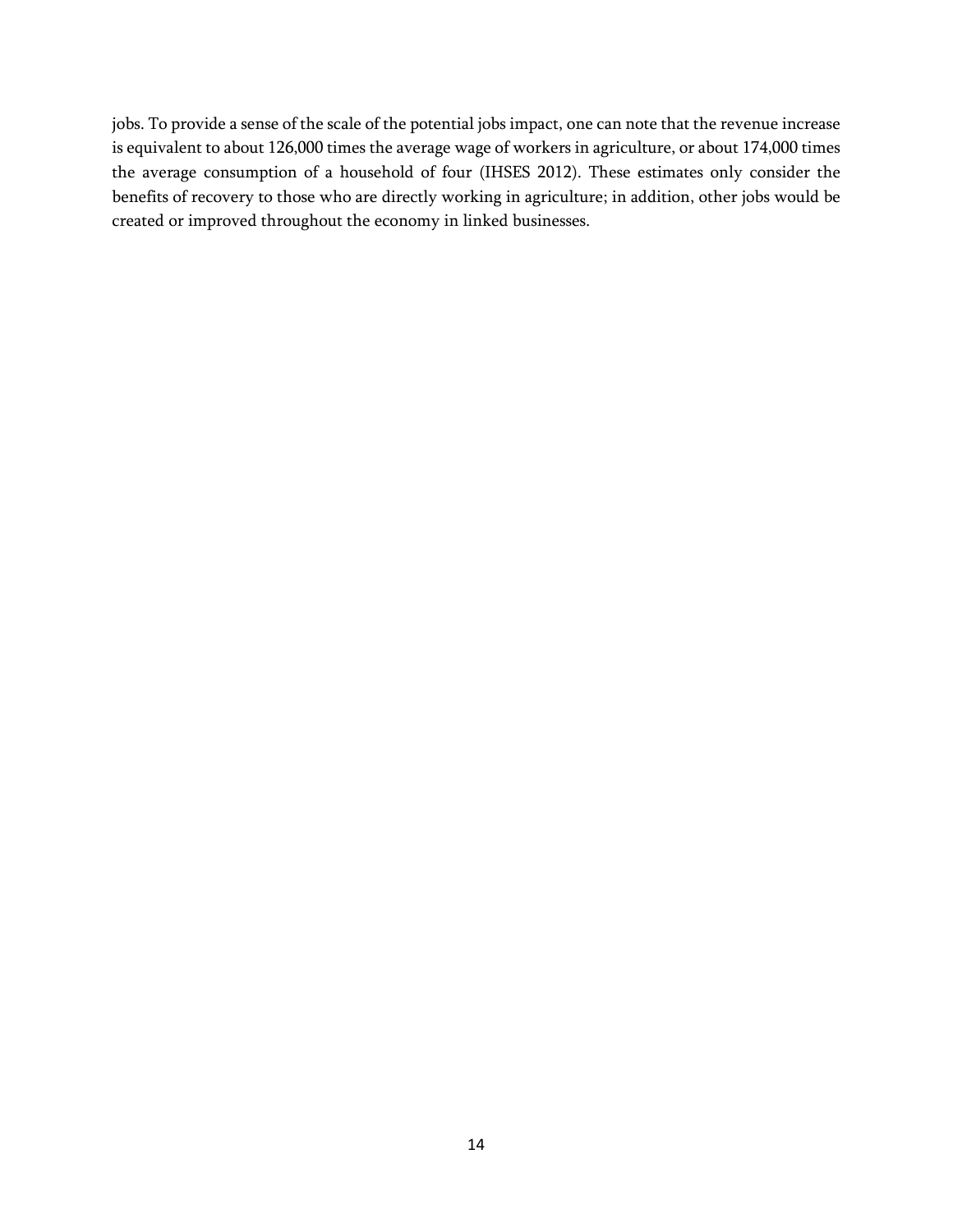jobs. To provide a sense of the scale of the potential jobs impact, one can note that the revenue increase is equivalent to about 126,000 times the average wage of workers in agriculture, or about 174,000 times the average consumption of a household of four (IHSES 2012). These estimates only consider the benefits of recovery to those who are directly working in agriculture; in addition, other jobs would be created or improved throughout the economy in linked businesses.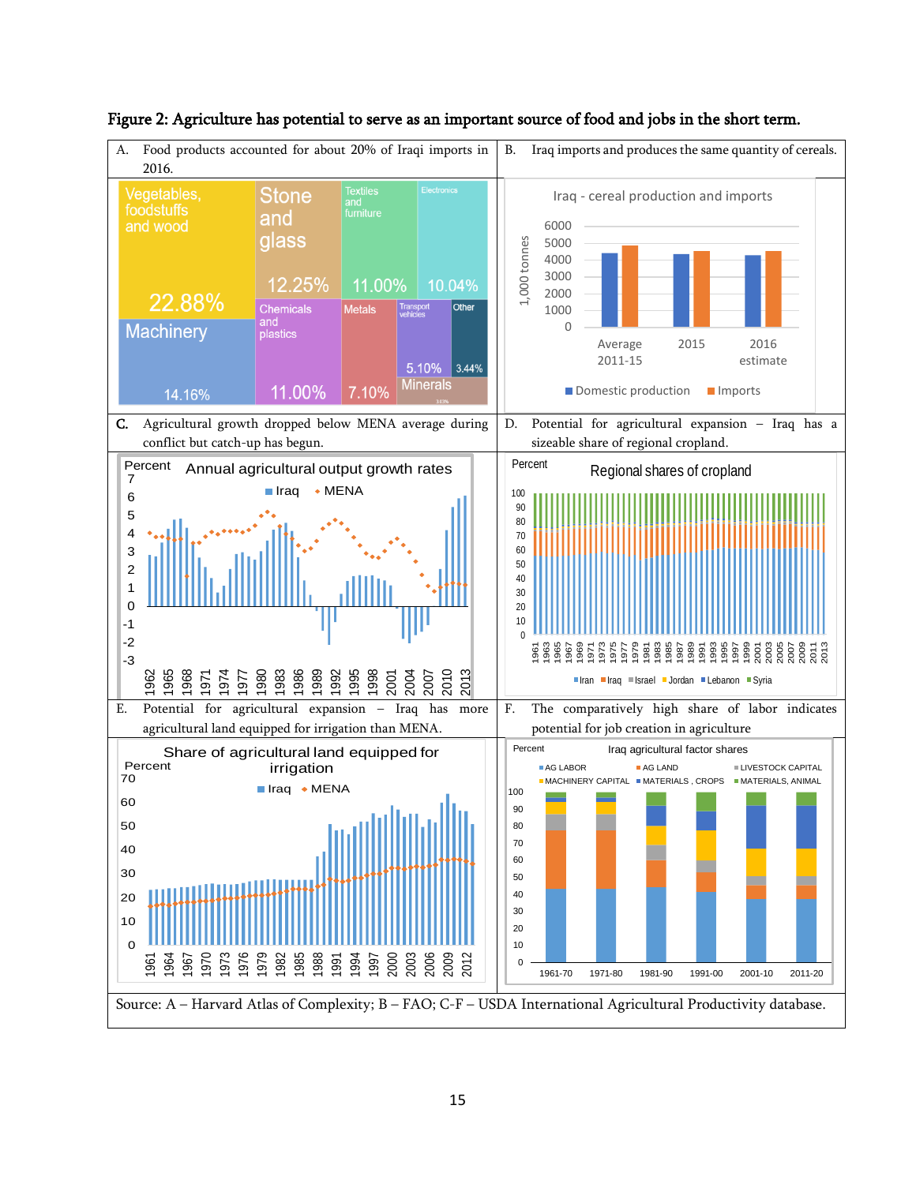**Figure 2: Agriculture has potential to serve as an important source of food and jobs in the short term.**

A. Food products accounted for about 20% of Iraqi imports in 2016.

B. Iraq imports and produces the same quantity of cereals.

C. Agricultural growth dropped below MENA average during conflict but catch-up has begun.

D. Potential for agricultural expansion – Iraq has a sizeable share of regional cropland.

E. Potential for agricultural expansion – Iraq has more agricultural land equipped for irrigation than MENA.

F. The comparatively high share of labor indicates potential for job creation in agriculture

Source: A – Harvard Atlas of Complexity; B – FAO; C-F – USDA International Agricultural Productivity database.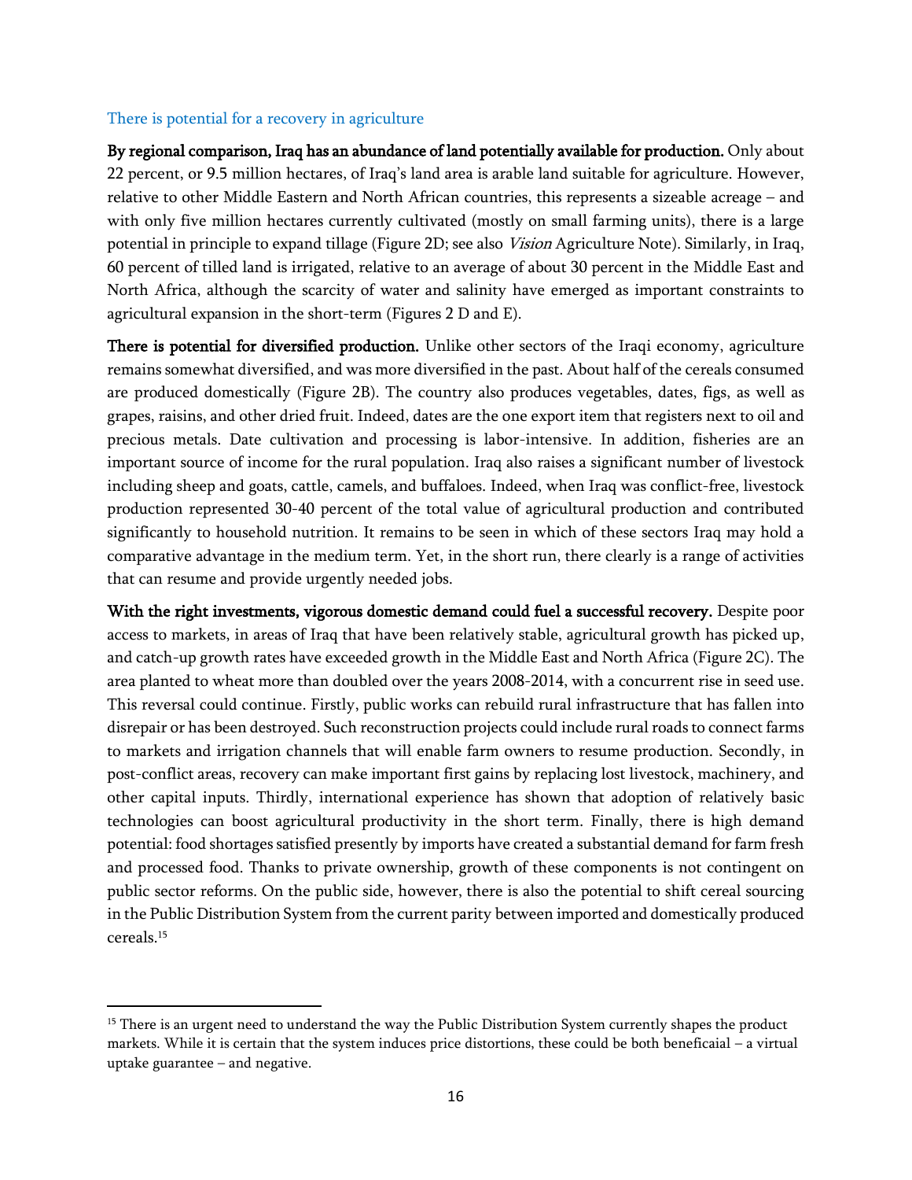### There is potential for a recovery in agriculture

**By regional comparison, Iraq has an abundance of land potentially available for production.** Only about 22 percent, or 9.5 million hectares, of Iraq's land area is arable land suitable for agriculture. However, relative to other Middle Eastern and North African countries, this represents a sizeable acreage – and with only five million hectares currently cultivated (mostly on small farming units), there is a large potential in principle to expand tillage (Figure 2D; see also *Vision* Agriculture Note). Similarly, in Iraq, 60 percent of tilled land is irrigated, relative to an average of about 30 percent in the Middle East and North Africa, although the scarcity of water and salinity have emerged as important constraints to agricultural expansion in the short-term (Figures 2 D and E).

**There is potential for diversified production.** Unlike other sectors of the Iraqi economy, agriculture remains somewhat diversified, and was more diversified in the past. About half of the cereals consumed are produced domestically (Figure 2B). The country also produces vegetables, dates, figs, as well as grapes, raisins, and other dried fruit. Indeed, dates are the one export item that registers next to oil and precious metals. Date cultivation and processing is labor-intensive. In addition, fisheries are an important source of income for the rural population. Iraq also raises a significant number of livestock including sheep and goats, cattle, camels, and buffaloes. Indeed, when Iraq was conflict-free, livestock production represented 30-40 percent of the total value of agricultural production and contributed significantly to household nutrition. It remains to be seen in which of these sectors Iraq may hold a comparative advantage in the medium term. Yet, in the short run, there clearly is a range of activities that can resume and provide urgently needed jobs.

**With the right investments, vigorous domestic demand could fuel a successful recovery.** Despite poor access to markets, in areas of Iraq that have been relatively stable, agricultural growth has picked up, and catch-up growth rates have exceeded growth in the Middle East and North Africa (Figure 2C). The area planted to wheat more than doubled over the years 2008-2014, with a concurrent rise in seed use. This reversal could continue. Firstly, public works can rebuild rural infrastructure that has fallen into disrepair or has been destroyed. Such reconstruction projects could include rural roads to connect farms to markets and irrigation channels that will enable farm owners to resume production. Secondly, in post-conflict areas, recovery can make important first gains by replacing lost livestock, machinery, and other capital inputs. Thirdly, international experience has shown that adoption of relatively basic technologies can boost agricultural productivity in the short term. Finally, there is high demand potential: food shortages satisfied presently by imports have created a substantial demand for farm fresh and processed food. Thanks to private ownership, growth of these components is not contingent on public sector reforms. On the public side, however, there is also the potential to shift cereal sourcing in the Public Distribution System from the current parity between imported and domestically produced cereals.[15]

---

[15] There is an urgent need to understand the way the Public Distribution System currently shapes the product markets. While it is certain that the system induces price distortions, these could be both beneficaial – a virtual uptake guarantee – and negative.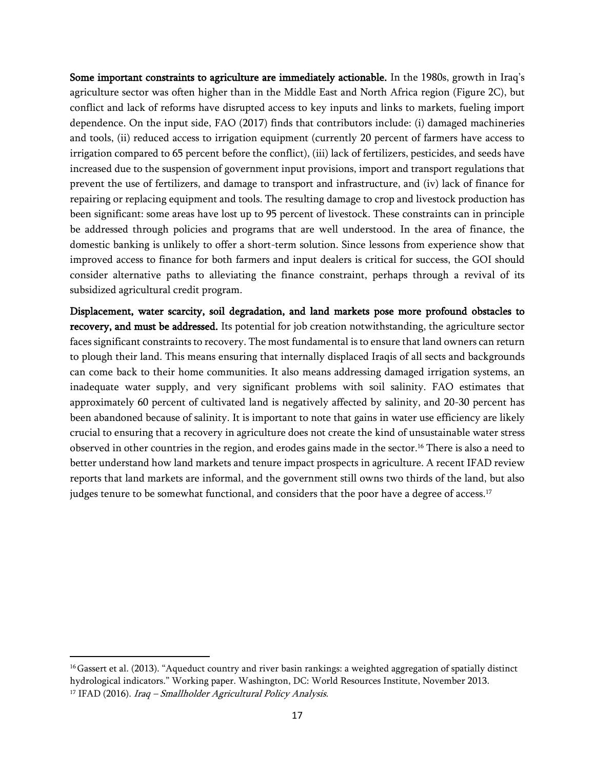**Some important constraints to agriculture are immediately actionable.** In the 1980s, growth in Iraq's agriculture sector was often higher than in the Middle East and North Africa region (Figure 2C), but conflict and lack of reforms have disrupted access to key inputs and links to markets, fueling import dependence. On the input side, FAO (2017) finds that contributors include: (i) damaged machineries and tools, (ii) reduced access to irrigation equipment (currently 20 percent of farmers have access to irrigation compared to 65 percent before the conflict), (iii) lack of fertilizers, pesticides, and seeds have increased due to the suspension of government input provisions, import and transport regulations that prevent the use of fertilizers, and damage to transport and infrastructure, and (iv) lack of finance for repairing or replacing equipment and tools. The resulting damage to crop and livestock production has been significant: some areas have lost up to 95 percent of livestock. These constraints can in principle be addressed through policies and programs that are well understood. In the area of finance, the domestic banking is unlikely to offer a short-term solution. Since lessons from experience show that improved access to finance for both farmers and input dealers is critical for success, the GOI should consider alternative paths to alleviating the finance constraint, perhaps through a revival of its subsidized agricultural credit program.

**Displacement, water scarcity, soil degradation, and land markets pose more profound obstacles to recovery, and must be addressed.** Its potential for job creation notwithstanding, the agriculture sector faces significant constraints to recovery. The most fundamental is to ensure that land owners can return to plough their land. This means ensuring that internally displaced Iraqis of all sects and backgrounds can come back to their home communities. It also means addressing damaged irrigation systems, an inadequate water supply, and very significant problems with soil salinity. FAO estimates that approximately 60 percent of cultivated land is negatively affected by salinity, and 20-30 percent has been abandoned because of salinity. It is important to note that gains in water use efficiency are likely crucial to ensuring that a recovery in agriculture does not create the kind of unsustainable water stress observed in other countries in the region, and erodes gains made in the sector.[16] There is also a need to better understand how land markets and tenure impact prospects in agriculture. A recent IFAD review reports that land markets are informal, and the government still owns two thirds of the land, but also judges tenure to be somewhat functional, and considers that the poor have a degree of access.[17]

---

[16] Gassert et al. (2013). "Aqueduct country and river basin rankings: a weighted aggregation of spatially distinct hydrological indicators." Working paper. Washington, DC: World Resources Institute, November 2013.

[17] IFAD (2016). *Iraq – Smallholder Agricultural Policy Analysis*.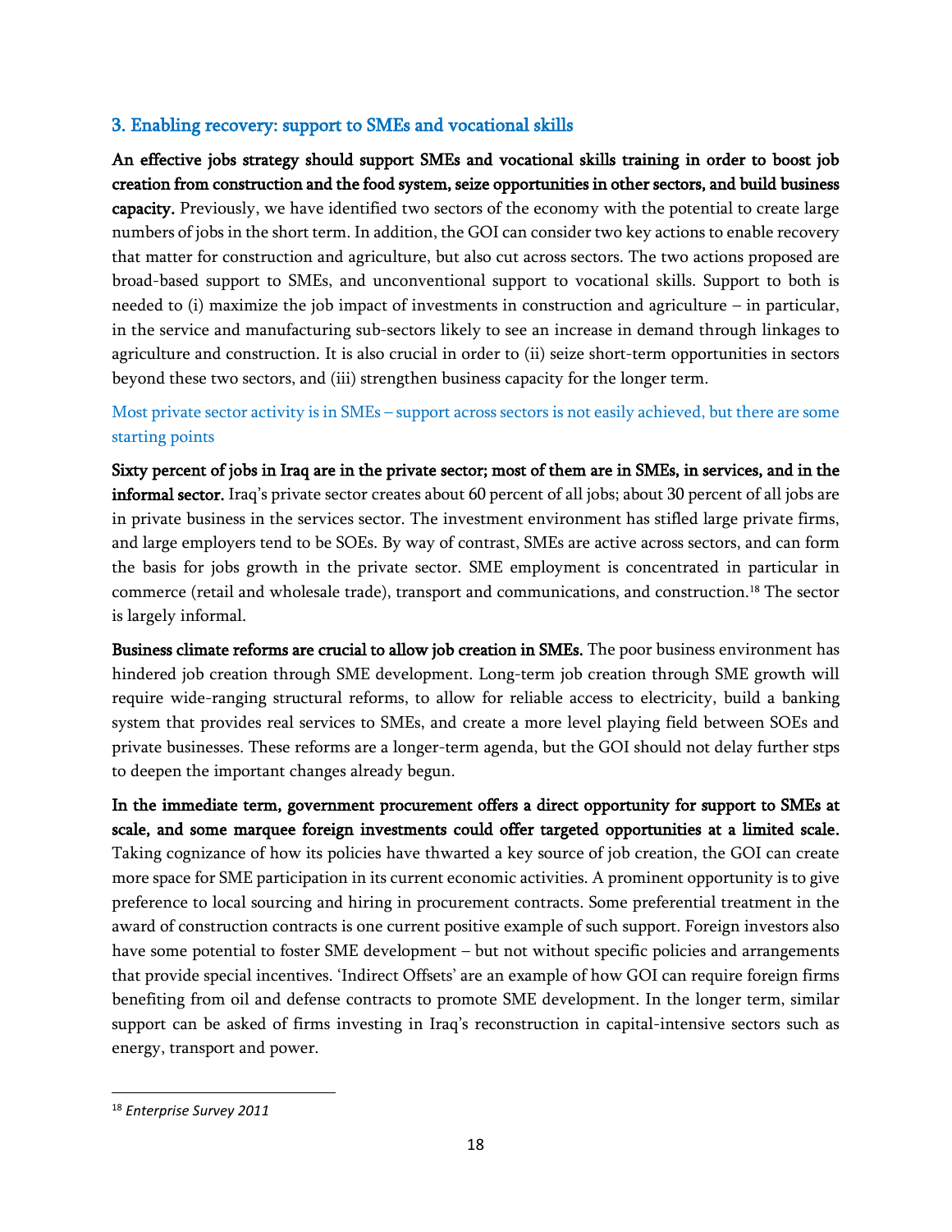## 3. Enabling recovery: support to SMEs and vocational skills

**An effective jobs strategy should support SMEs and vocational skills training in order to boost job creation from construction and the food system, seize opportunities in other sectors, and build business capacity.** Previously, we have identified two sectors of the economy with the potential to create large numbers of jobs in the short term. In addition, the GOI can consider two key actions to enable recovery that matter for construction and agriculture, but also cut across sectors. The two actions proposed are broad-based support to SMEs, and unconventional support to vocational skills. Support to both is needed to (i) maximize the job impact of investments in construction and agriculture – in particular, in the service and manufacturing sub-sectors likely to see an increase in demand through linkages to agriculture and construction. It is also crucial in order to (ii) seize short-term opportunities in sectors beyond these two sectors, and (iii) strengthen business capacity for the longer term.

### Most private sector activity is in SMEs – support across sectors is not easily achieved, but there are some starting points

**Sixty percent of jobs in Iraq are in the private sector; most of them are in SMEs, in services, and in the informal sector.** Iraq's private sector creates about 60 percent of all jobs; about 30 percent of all jobs are in private business in the services sector. The investment environment has stifled large private firms, and large employers tend to be SOEs. By way of contrast, SMEs are active across sectors, and can form the basis for jobs growth in the private sector. SME employment is concentrated in particular in commerce (retail and wholesale trade), transport and communications, and construction.[18] The sector is largely informal.

**Business climate reforms are crucial to allow job creation in SMEs.** The poor business environment has hindered job creation through SME development. Long-term job creation through SME growth will require wide-ranging structural reforms, to allow for reliable access to electricity, build a banking system that provides real services to SMEs, and create a more level playing field between SOEs and private businesses. These reforms are a longer-term agenda, but the GOI should not delay further stps to deepen the important changes already begun.

**In the immediate term, government procurement offers a direct opportunity for support to SMEs at scale, and some marquee foreign investments could offer targeted opportunities at a limited scale.** Taking cognizance of how its policies have thwarted a key source of job creation, the GOI can create more space for SME participation in its current economic activities. A prominent opportunity is to give preference to local sourcing and hiring in procurement contracts. Some preferential treatment in the award of construction contracts is one current positive example of such support. Foreign investors also have some potential to foster SME development – but not without specific policies and arrangements that provide special incentives. 'Indirect Offsets' are an example of how GOI can require foreign firms benefiting from oil and defense contracts to promote SME development. In the longer term, similar support can be asked of firms investing in Iraq's reconstruction in capital-intensive sectors such as energy, transport and power.

---

[18] *Enterprise Survey 2011*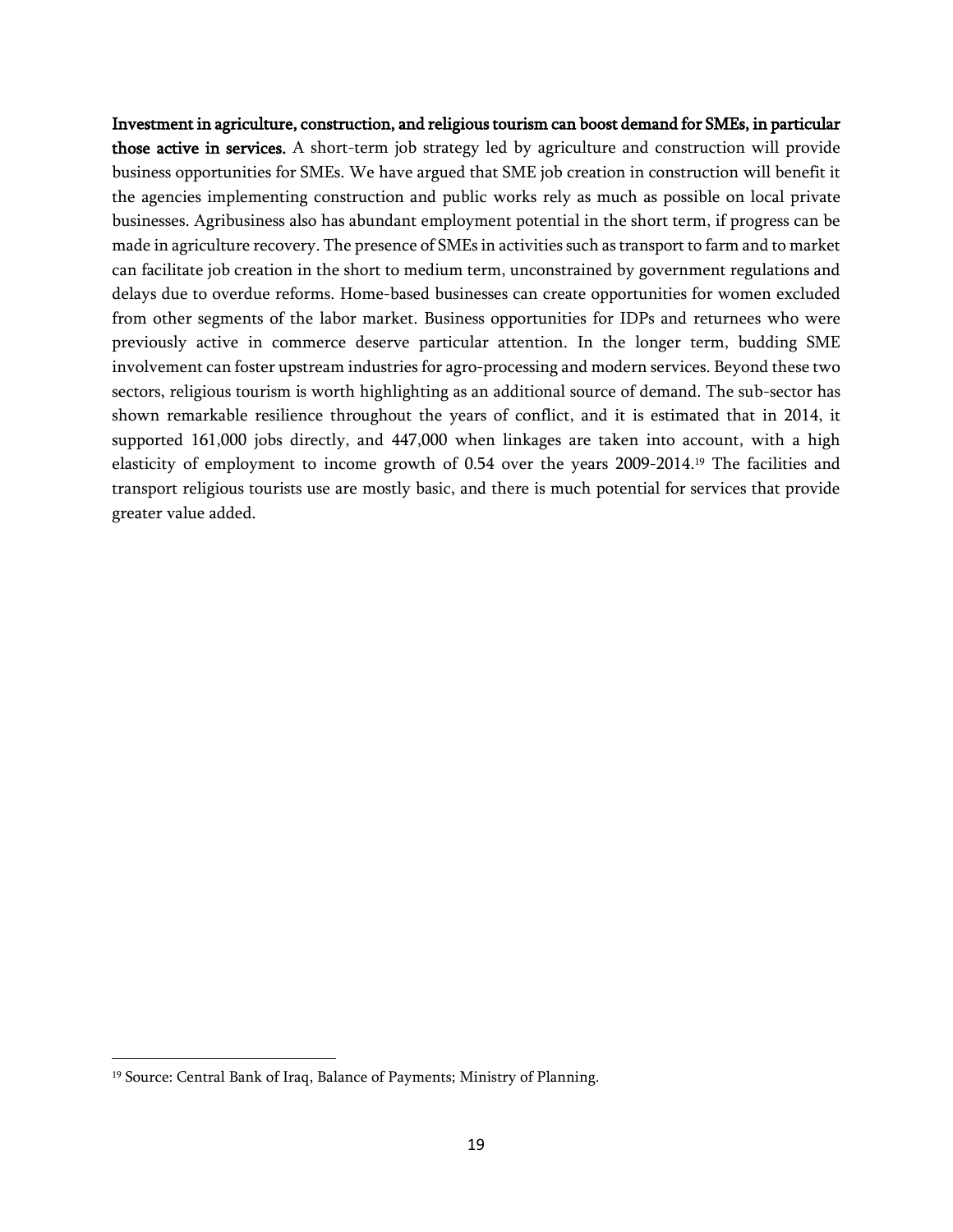**Investment in agriculture, construction, and religious tourism can boost demand for SMEs, in particular those active in services.** A short-term job strategy led by agriculture and construction will provide business opportunities for SMEs. We have argued that SME job creation in construction will benefit it the agencies implementing construction and public works rely as much as possible on local private businesses. Agribusiness also has abundant employment potential in the short term, if progress can be made in agriculture recovery. The presence of SMEs in activities such as transport to farm and to market can facilitate job creation in the short to medium term, unconstrained by government regulations and delays due to overdue reforms. Home-based businesses can create opportunities for women excluded from other segments of the labor market. Business opportunities for IDPs and returnees who were previously active in commerce deserve particular attention. In the longer term, budding SME involvement can foster upstream industries for agro-processing and modern services. Beyond these two sectors, religious tourism is worth highlighting as an additional source of demand. The sub-sector has shown remarkable resilience throughout the years of conflict, and it is estimated that in 2014, it supported 161,000 jobs directly, and 447,000 when linkages are taken into account, with a high elasticity of employment to income growth of 0.54 over the years 2009-2014.[19] The facilities and transport religious tourists use are mostly basic, and there is much potential for services that provide greater value added.

[19] Source: Central Bank of Iraq, Balance of Payments; Ministry of Planning.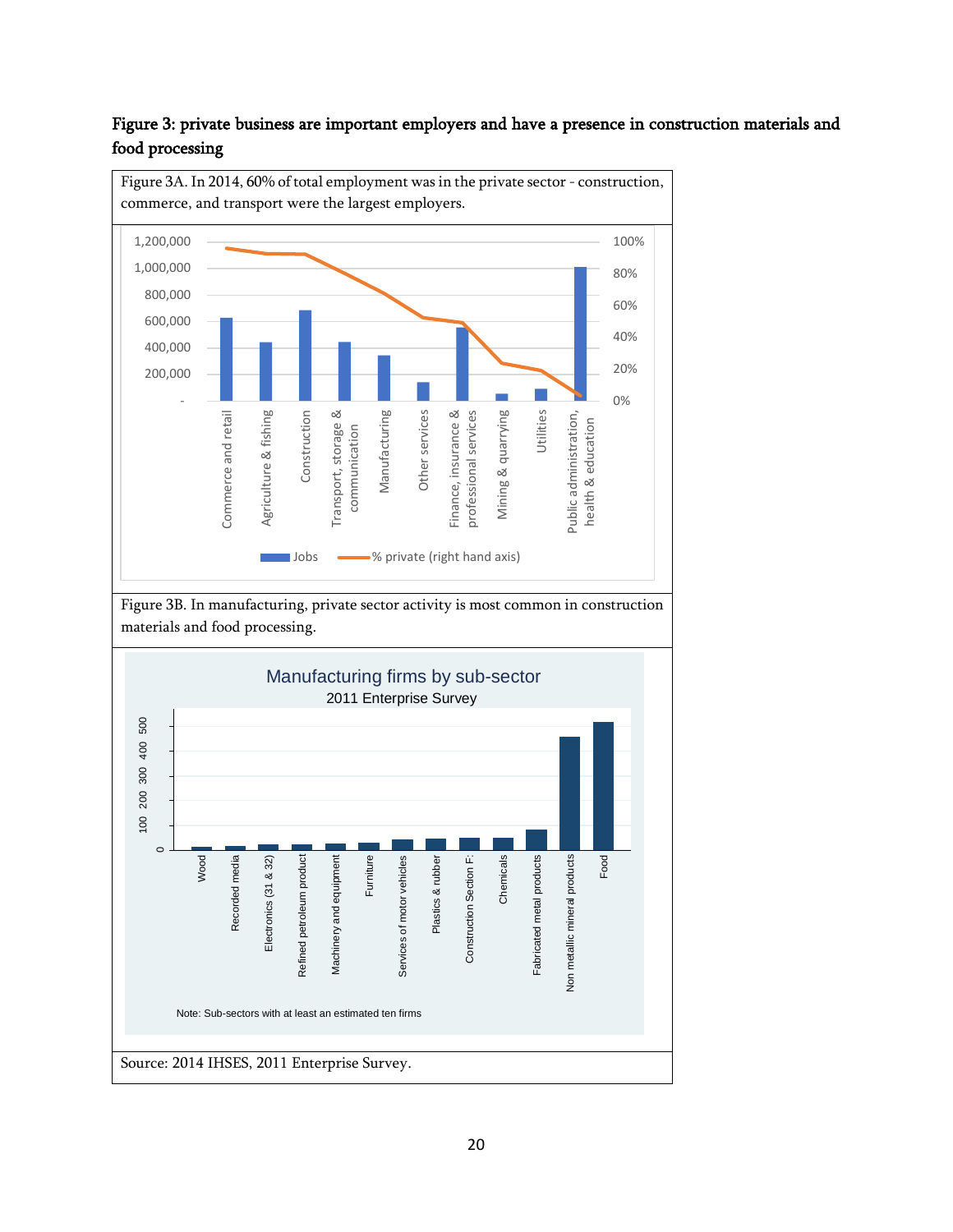**Figure 3: private business are important employers and have a presence in construction materials and food processing**

Figure 3A. In 2014, 60% of total employment was in the private sector - construction, commerce, and transport were the largest employers.

Figure 3B. In manufacturing, private sector activity is most common in construction materials and food processing.

Source: 2014 IHSES, 2011 Enterprise Survey.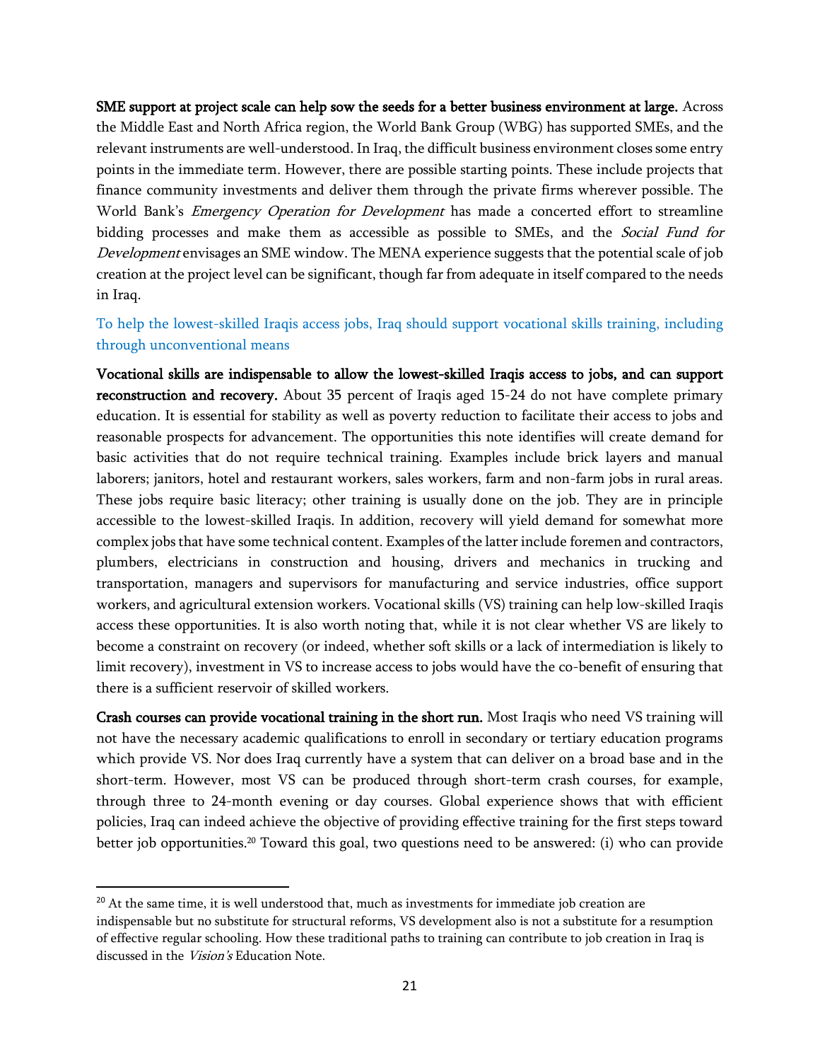**SME support at project scale can help sow the seeds for a better business environment at large.** Across the Middle East and North Africa region, the World Bank Group (WBG) has supported SMEs, and the relevant instruments are well-understood. In Iraq, the difficult business environment closes some entry points in the immediate term. However, there are possible starting points. These include projects that finance community investments and deliver them through the private firms wherever possible. The World Bank's *Emergency Operation for Development* has made a concerted effort to streamline bidding processes and make them as accessible as possible to SMEs, and the *Social Fund for Development* envisages an SME window. The MENA experience suggests that the potential scale of job creation at the project level can be significant, though far from adequate in itself compared to the needs in Iraq.

### To help the lowest-skilled Iraqis access jobs, Iraq should support vocational skills training, including through unconventional means

**Vocational skills are indispensable to allow the lowest-skilled Iraqis access to jobs, and can support reconstruction and recovery.** About 35 percent of Iraqis aged 15-24 do not have complete primary education. It is essential for stability as well as poverty reduction to facilitate their access to jobs and reasonable prospects for advancement. The opportunities this note identifies will create demand for basic activities that do not require technical training. Examples include brick layers and manual laborers; janitors, hotel and restaurant workers, sales workers, farm and non-farm jobs in rural areas. These jobs require basic literacy; other training is usually done on the job. They are in principle accessible to the lowest-skilled Iraqis. In addition, recovery will yield demand for somewhat more complex jobs that have some technical content. Examples of the latter include foremen and contractors, plumbers, electricians in construction and housing, drivers and mechanics in trucking and transportation, managers and supervisors for manufacturing and service industries, office support workers, and agricultural extension workers. Vocational skills (VS) training can help low-skilled Iraqis access these opportunities. It is also worth noting that, while it is not clear whether VS are likely to become a constraint on recovery (or indeed, whether soft skills or a lack of intermediation is likely to limit recovery), investment in VS to increase access to jobs would have the co-benefit of ensuring that there is a sufficient reservoir of skilled workers.

**Crash courses can provide vocational training in the short run.** Most Iraqis who need VS training will not have the necessary academic qualifications to enroll in secondary or tertiary education programs which provide VS. Nor does Iraq currently have a system that can deliver on a broad base and in the short-term. However, most VS can be produced through short-term crash courses, for example, through three to 24-month evening or day courses. Global experience shows that with efficient policies, Iraq can indeed achieve the objective of providing effective training for the first steps toward better job opportunities.[20] Toward this goal, two questions need to be answered: (i) who can provide

---

[20] At the same time, it is well understood that, much as investments for immediate job creation are indispensable but no substitute for structural reforms, VS development also is not a substitute for a resumption of effective regular schooling. How these traditional paths to training can contribute to job creation in Iraq is discussed in the *Vision's* Education Note.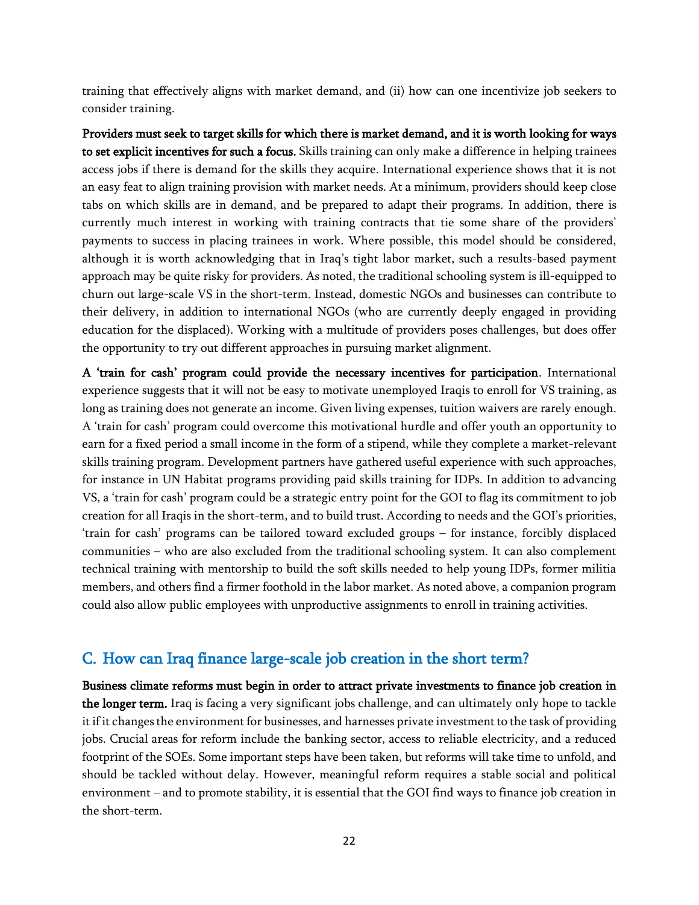training that effectively aligns with market demand, and (ii) how can one incentivize job seekers to consider training.

**Providers must seek to target skills for which there is market demand, and it is worth looking for ways to set explicit incentives for such a focus.** Skills training can only make a difference in helping trainees access jobs if there is demand for the skills they acquire. International experience shows that it is not an easy feat to align training provision with market needs. At a minimum, providers should keep close tabs on which skills are in demand, and be prepared to adapt their programs. In addition, there is currently much interest in working with training contracts that tie some share of the providers' payments to success in placing trainees in work. Where possible, this model should be considered, although it is worth acknowledging that in Iraq's tight labor market, such a results-based payment approach may be quite risky for providers. As noted, the traditional schooling system is ill-equipped to churn out large-scale VS in the short-term. Instead, domestic NGOs and businesses can contribute to their delivery, in addition to international NGOs (who are currently deeply engaged in providing education for the displaced). Working with a multitude of providers poses challenges, but does offer the opportunity to try out different approaches in pursuing market alignment.

**A 'train for cash' program could provide the necessary incentives for participation**. International experience suggests that it will not be easy to motivate unemployed Iraqis to enroll for VS training, as long as training does not generate an income. Given living expenses, tuition waivers are rarely enough. A 'train for cash' program could overcome this motivational hurdle and offer youth an opportunity to earn for a fixed period a small income in the form of a stipend, while they complete a market-relevant skills training program. Development partners have gathered useful experience with such approaches, for instance in UN Habitat programs providing paid skills training for IDPs. In addition to advancing VS, a 'train for cash' program could be a strategic entry point for the GOI to flag its commitment to job creation for all Iraqis in the short-term, and to build trust. According to needs and the GOI's priorities, 'train for cash' programs can be tailored toward excluded groups – for instance, forcibly displaced communities – who are also excluded from the traditional schooling system. It can also complement technical training with mentorship to build the soft skills needed to help young IDPs, former militia members, and others find a firmer foothold in the labor market. As noted above, a companion program could also allow public employees with unproductive assignments to enroll in training activities.

## C. How can Iraq finance large-scale job creation in the short term?

**Business climate reforms must begin in order to attract private investments to finance job creation in the longer term.** Iraq is facing a very significant jobs challenge, and can ultimately only hope to tackle it if it changes the environment for businesses, and harnesses private investment to the task of providing jobs. Crucial areas for reform include the banking sector, access to reliable electricity, and a reduced footprint of the SOEs. Some important steps have been taken, but reforms will take time to unfold, and should be tackled without delay. However, meaningful reform requires a stable social and political environment – and to promote stability, it is essential that the GOI find ways to finance job creation in the short-term.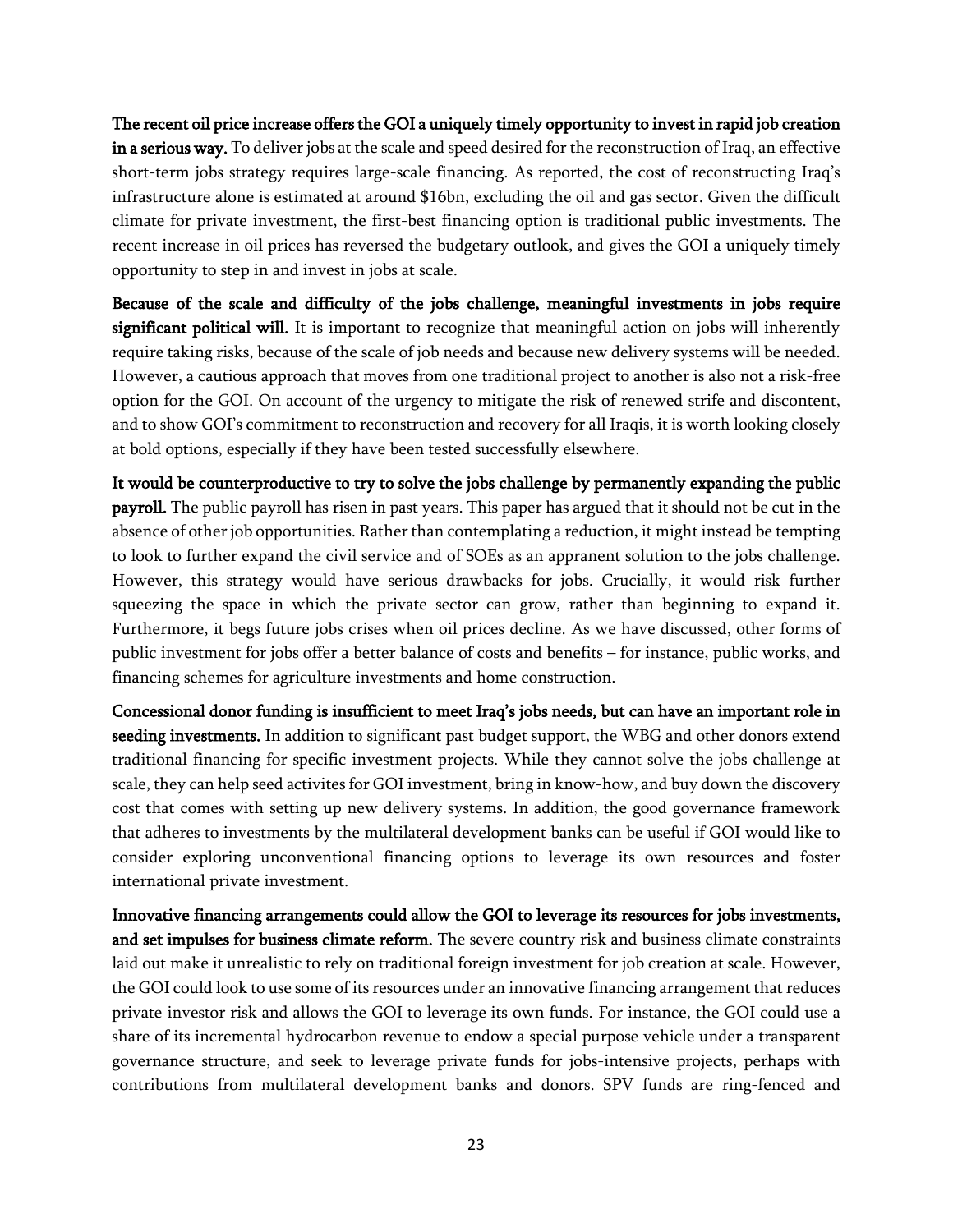**The recent oil price increase offers the GOI a uniquely timely opportunity to invest in rapid job creation in a serious way.** To deliver jobs at the scale and speed desired for the reconstruction of Iraq, an effective short-term jobs strategy requires large-scale financing. As reported, the cost of reconstructing Iraq's infrastructure alone is estimated at around $16bn, excluding the oil and gas sector. Given the difficult climate for private investment, the first-best financing option is traditional public investments. The recent increase in oil prices has reversed the budgetary outlook, and gives the GOI a uniquely timely opportunity to step in and invest in jobs at scale.

**Because of the scale and difficulty of the jobs challenge, meaningful investments in jobs require significant political will.** It is important to recognize that meaningful action on jobs will inherently require taking risks, because of the scale of job needs and because new delivery systems will be needed. However, a cautious approach that moves from one traditional project to another is also not a risk-free option for the GOI. On account of the urgency to mitigate the risk of renewed strife and discontent, and to show GOI's commitment to reconstruction and recovery for all Iraqis, it is worth looking closely at bold options, especially if they have been tested successfully elsewhere.

**It would be counterproductive to try to solve the jobs challenge by permanently expanding the public payroll.** The public payroll has risen in past years. This paper has argued that it should not be cut in the absence of other job opportunities. Rather than contemplating a reduction, it might instead be tempting to look to further expand the civil service and of SOEs as an appranent solution to the jobs challenge. However, this strategy would have serious drawbacks for jobs. Crucially, it would risk further squeezing the space in which the private sector can grow, rather than beginning to expand it. Furthermore, it begs future jobs crises when oil prices decline. As we have discussed, other forms of public investment for jobs offer a better balance of costs and benefits – for instance, public works, and financing schemes for agriculture investments and home construction.

**Concessional donor funding is insufficient to meet Iraq's jobs needs, but can have an important role in seeding investments.** In addition to significant past budget support, the WBG and other donors extend traditional financing for specific investment projects. While they cannot solve the jobs challenge at scale, they can help seed activites for GOI investment, bring in know-how, and buy down the discovery cost that comes with setting up new delivery systems. In addition, the good governance framework that adheres to investments by the multilateral development banks can be useful if GOI would like to consider exploring unconventional financing options to leverage its own resources and foster international private investment.

**Innovative financing arrangements could allow the GOI to leverage its resources for jobs investments, and set impulses for business climate reform.** The severe country risk and business climate constraints laid out make it unrealistic to rely on traditional foreign investment for job creation at scale. However, the GOI could look to use some of its resources under an innovative financing arrangement that reduces private investor risk and allows the GOI to leverage its own funds. For instance, the GOI could use a share of its incremental hydrocarbon revenue to endow a special purpose vehicle under a transparent governance structure, and seek to leverage private funds for jobs-intensive projects, perhaps with contributions from multilateral development banks and donors. SPV funds are ring-fenced and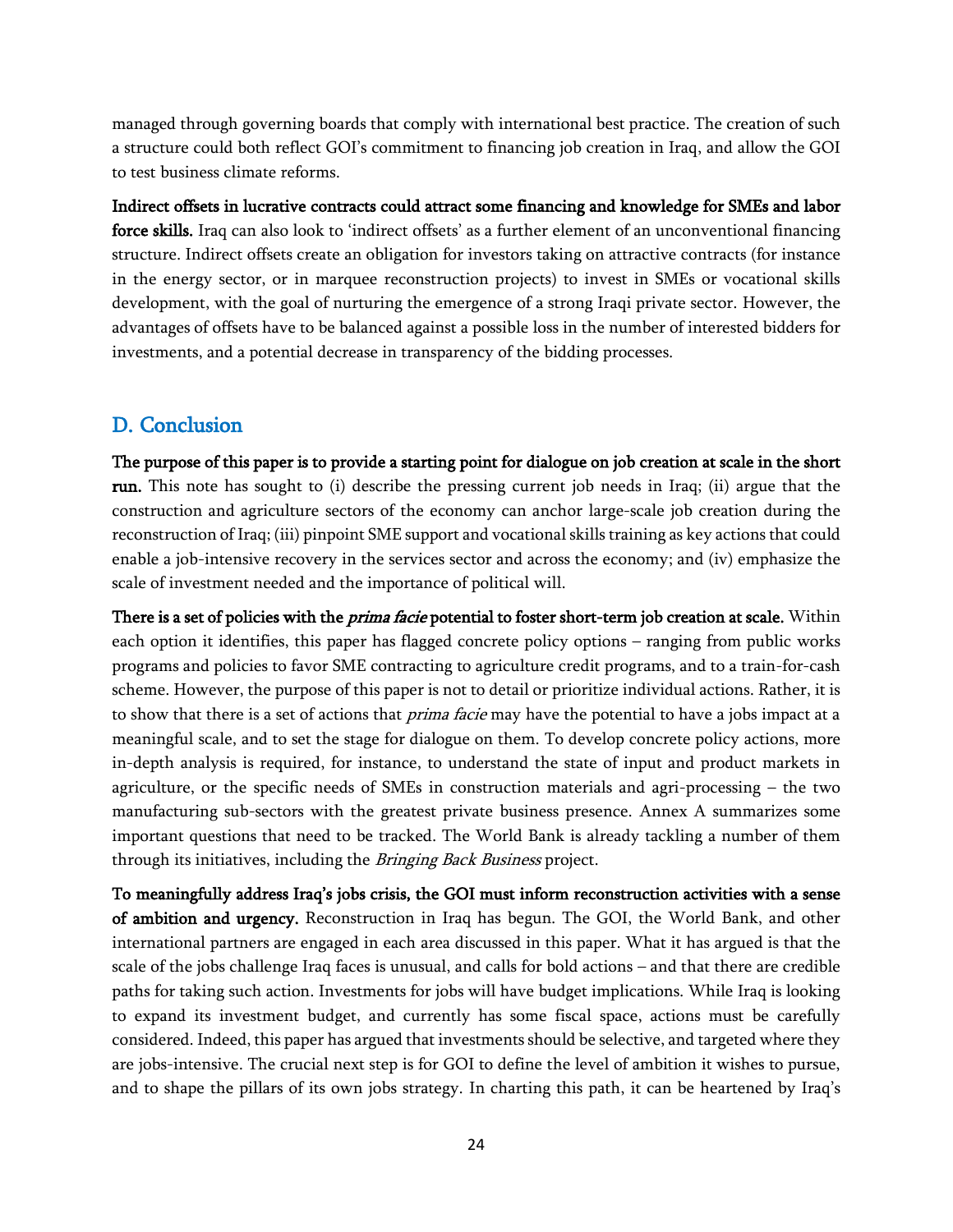managed through governing boards that comply with international best practice. The creation of such a structure could both reflect GOI's commitment to financing job creation in Iraq, and allow the GOI to test business climate reforms.

**Indirect offsets in lucrative contracts could attract some financing and knowledge for SMEs and labor force skills.** Iraq can also look to 'indirect offsets' as a further element of an unconventional financing structure. Indirect offsets create an obligation for investors taking on attractive contracts (for instance in the energy sector, or in marquee reconstruction projects) to invest in SMEs or vocational skills development, with the goal of nurturing the emergence of a strong Iraqi private sector. However, the advantages of offsets have to be balanced against a possible loss in the number of interested bidders for investments, and a potential decrease in transparency of the bidding processes.

## D. Conclusion

**The purpose of this paper is to provide a starting point for dialogue on job creation at scale in the short run.** This note has sought to (i) describe the pressing current job needs in Iraq; (ii) argue that the construction and agriculture sectors of the economy can anchor large-scale job creation during the reconstruction of Iraq; (iii) pinpoint SME support and vocational skills training as key actions that could enable a job-intensive recovery in the services sector and across the economy; and (iv) emphasize the scale of investment needed and the importance of political will.

**There is a set of policies with the *prima facie* potential to foster short-term job creation at scale.** Within each option it identifies, this paper has flagged concrete policy options – ranging from public works programs and policies to favor SME contracting to agriculture credit programs, and to a train-for-cash scheme. However, the purpose of this paper is not to detail or prioritize individual actions. Rather, it is to show that there is a set of actions that *prima facie* may have the potential to have a jobs impact at a meaningful scale, and to set the stage for dialogue on them. To develop concrete policy actions, more in-depth analysis is required, for instance, to understand the state of input and product markets in agriculture, or the specific needs of SMEs in construction materials and agri-processing – the two manufacturing sub-sectors with the greatest private business presence. Annex A summarizes some important questions that need to be tracked. The World Bank is already tackling a number of them through its initiatives, including the *Bringing Back Business* project.

**To meaningfully address Iraq's jobs crisis, the GOI must inform reconstruction activities with a sense of ambition and urgency.** Reconstruction in Iraq has begun. The GOI, the World Bank, and other international partners are engaged in each area discussed in this paper. What it has argued is that the scale of the jobs challenge Iraq faces is unusual, and calls for bold actions – and that there are credible paths for taking such action. Investments for jobs will have budget implications. While Iraq is looking to expand its investment budget, and currently has some fiscal space, actions must be carefully considered. Indeed, this paper has argued that investments should be selective, and targeted where they are jobs-intensive. The crucial next step is for GOI to define the level of ambition it wishes to pursue, and to shape the pillars of its own jobs strategy. In charting this path, it can be heartened by Iraq's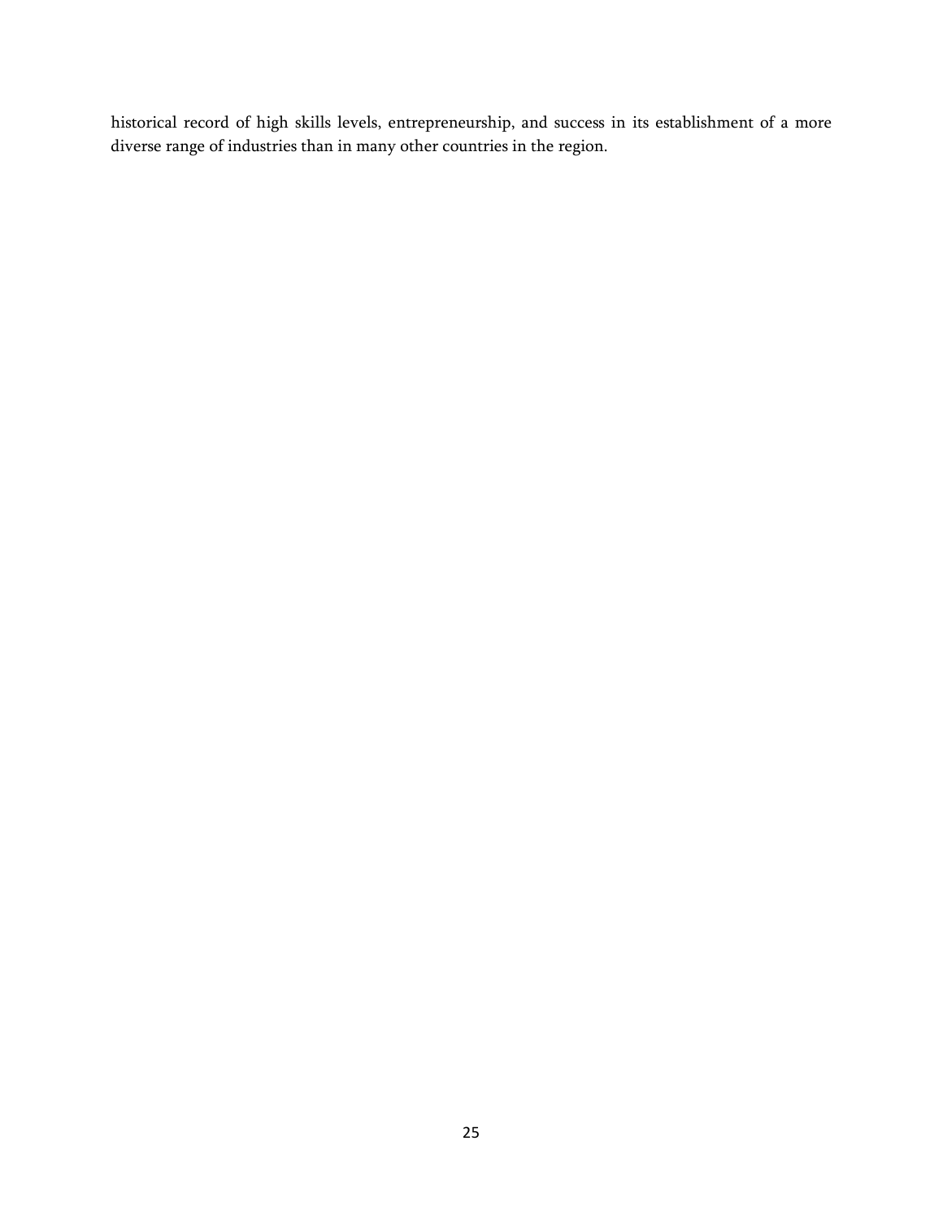historical record of high skills levels, entrepreneurship, and success in its establishment of a more diverse range of industries than in many other countries in the region.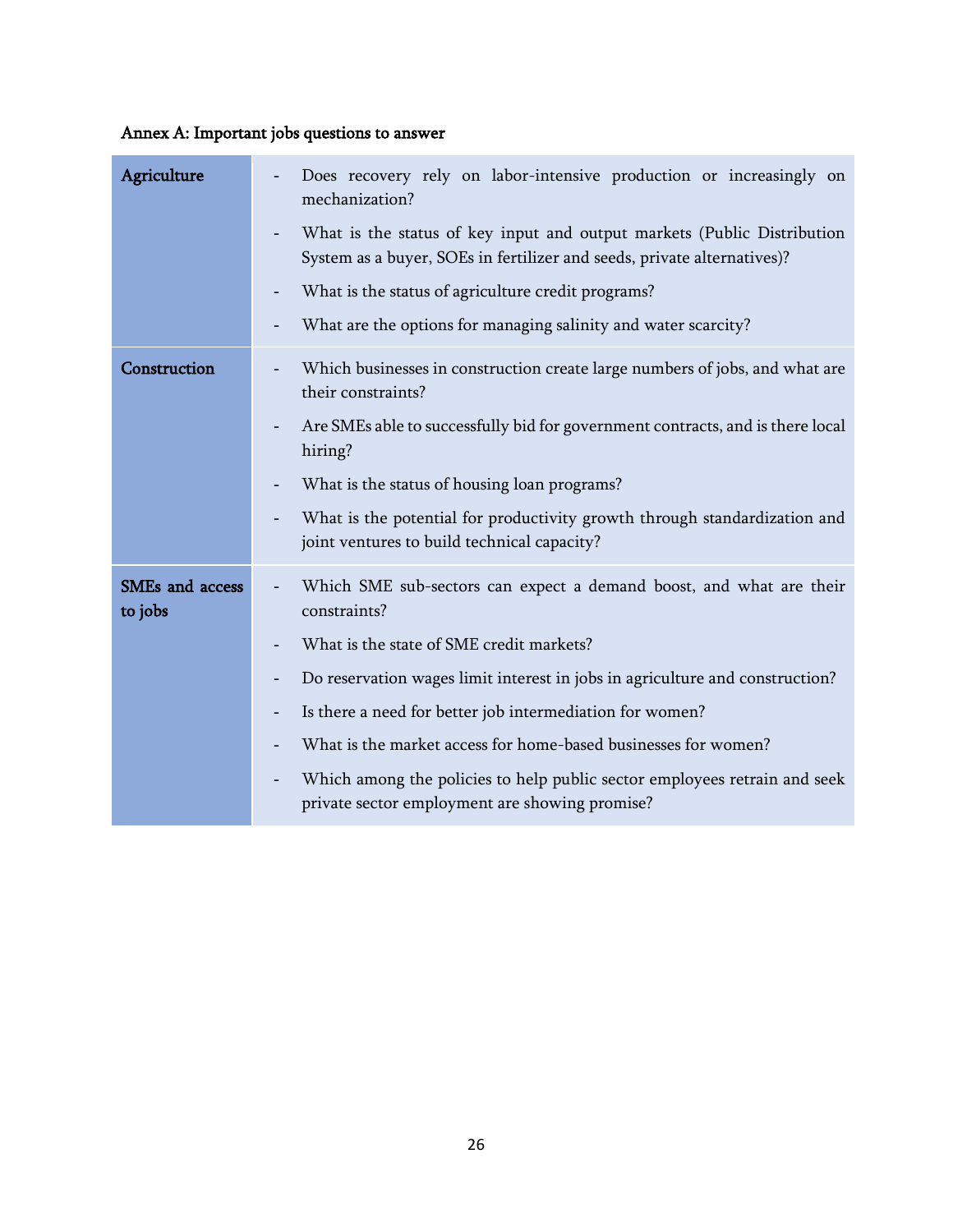**Annex A: Important jobs questions to answer**

| | |
|---|---|
| **Agriculture** | - Does recovery rely on labor-intensive production or increasingly on mechanization?<br>- What is the status of key input and output markets (Public Distribution System as a buyer, SOEs in fertilizer and seeds, private alternatives)?<br>- What is the status of agriculture credit programs?<br>- What are the options for managing salinity and water scarcity? |
| **Construction** | - Which businesses in construction create large numbers of jobs, and what are their constraints?<br>- Are SMEs able to successfully bid for government contracts, and is there local hiring?<br>- What is the status of housing loan programs?<br>- What is the potential for productivity growth through standardization and joint ventures to build technical capacity? |
| **SMEs and access to jobs** | - Which SME sub-sectors can expect a demand boost, and what are their constraints?<br>- What is the state of SME credit markets?<br>- Do reservation wages limit interest in jobs in agriculture and construction?<br>- Is there a need for better job intermediation for women?<br>- What is the market access for home-based businesses for women?<br>- Which among the policies to help public sector employees retrain and seek private sector employment are showing promise? |